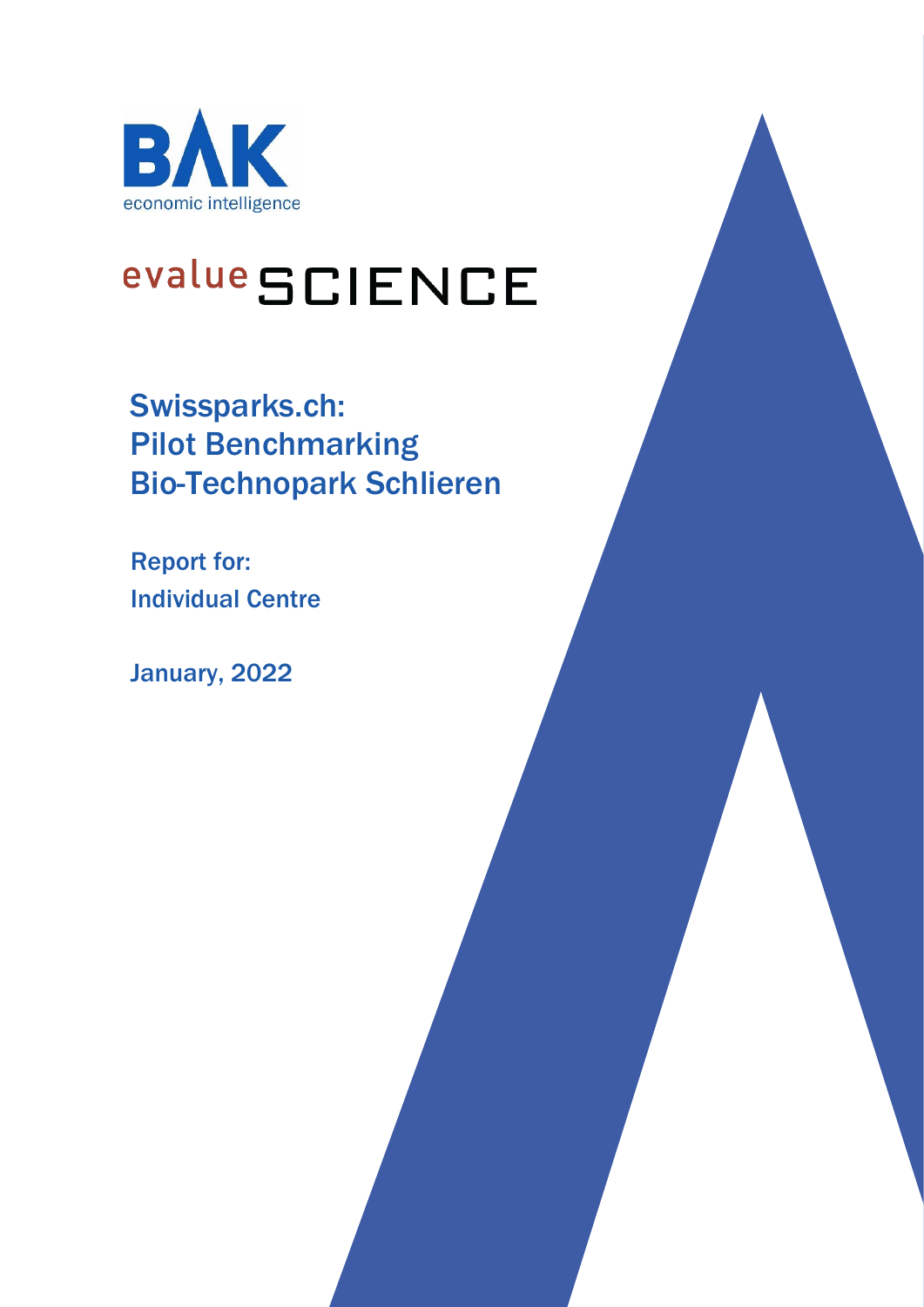BAK economic intelligence

evalue SCIENCE

# Swissparks.ch: Pilot Benchmarking Bio-Technopark Schlieren

**Report for:**
**Individual Centre**

January, 2022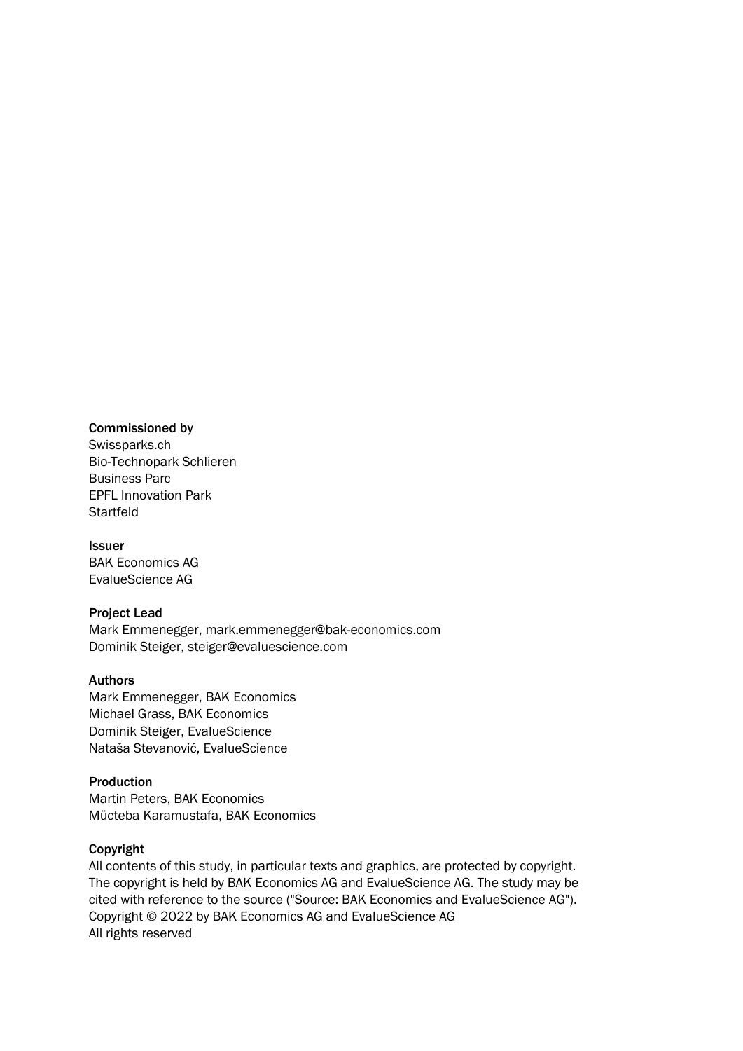**Commissioned by**
Swissparks.ch
Bio-Technopark Schlieren
Business Parc
EPFL Innovation Park
Startfeld

**Issuer**
BAK Economics AG
EvalueScience AG

**Project Lead**
Mark Emmenegger, mark.emmenegger@bak-economics.com
Dominik Steiger, steiger@evaluescience.com

**Authors**
Mark Emmenegger, BAK Economics
Michael Grass, BAK Economics
Dominik Steiger, EvalueScience
Nataša Stevanović, EvalueScience

**Production**
Martin Peters, BAK Economics
Mücteba Karamustafa, BAK Economics

**Copyright**
All contents of this study, in particular texts and graphics, are protected by copyright. The copyright is held by BAK Economics AG and EvalueScience AG. The study may be cited with reference to the source ("Source: BAK Economics and EvalueScience AG").
Copyright © 2022 by BAK Economics AG and EvalueScience AG
All rights reserved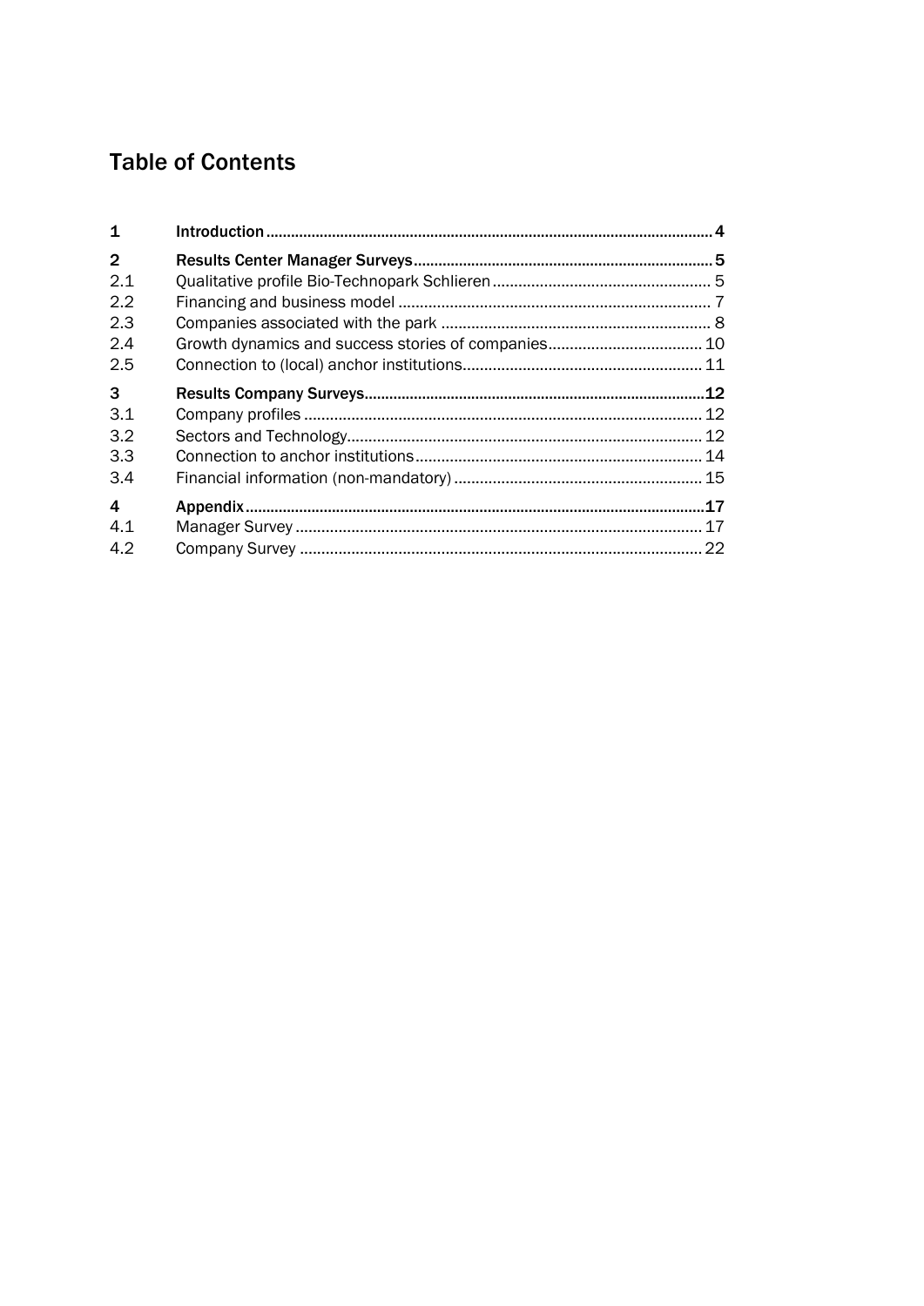# Table of Contents

| | | |
|---|---|---|
| **1** | **Introduction** | **4** |
| **2** | **Results Center Manager Surveys** | **5** |
| 2.1 | Qualitative profile Bio-Technopark Schlieren | 5 |
| 2.2 | Financing and business model | 7 |
| 2.3 | Companies associated with the park | 8 |
| 2.4 | Growth dynamics and success stories of companies | 10 |
| 2.5 | Connection to (local) anchor institutions | 11 |
| **3** | **Results Company Surveys** | **12** |
| 3.1 | Company profiles | 12 |
| 3.2 | Sectors and Technology | 12 |
| 3.3 | Connection to anchor institutions | 14 |
| 3.4 | Financial information (non-mandatory) | 15 |
| **4** | **Appendix** | **17** |
| 4.1 | Manager Survey | 17 |
| 4.2 | Company Survey | 22 |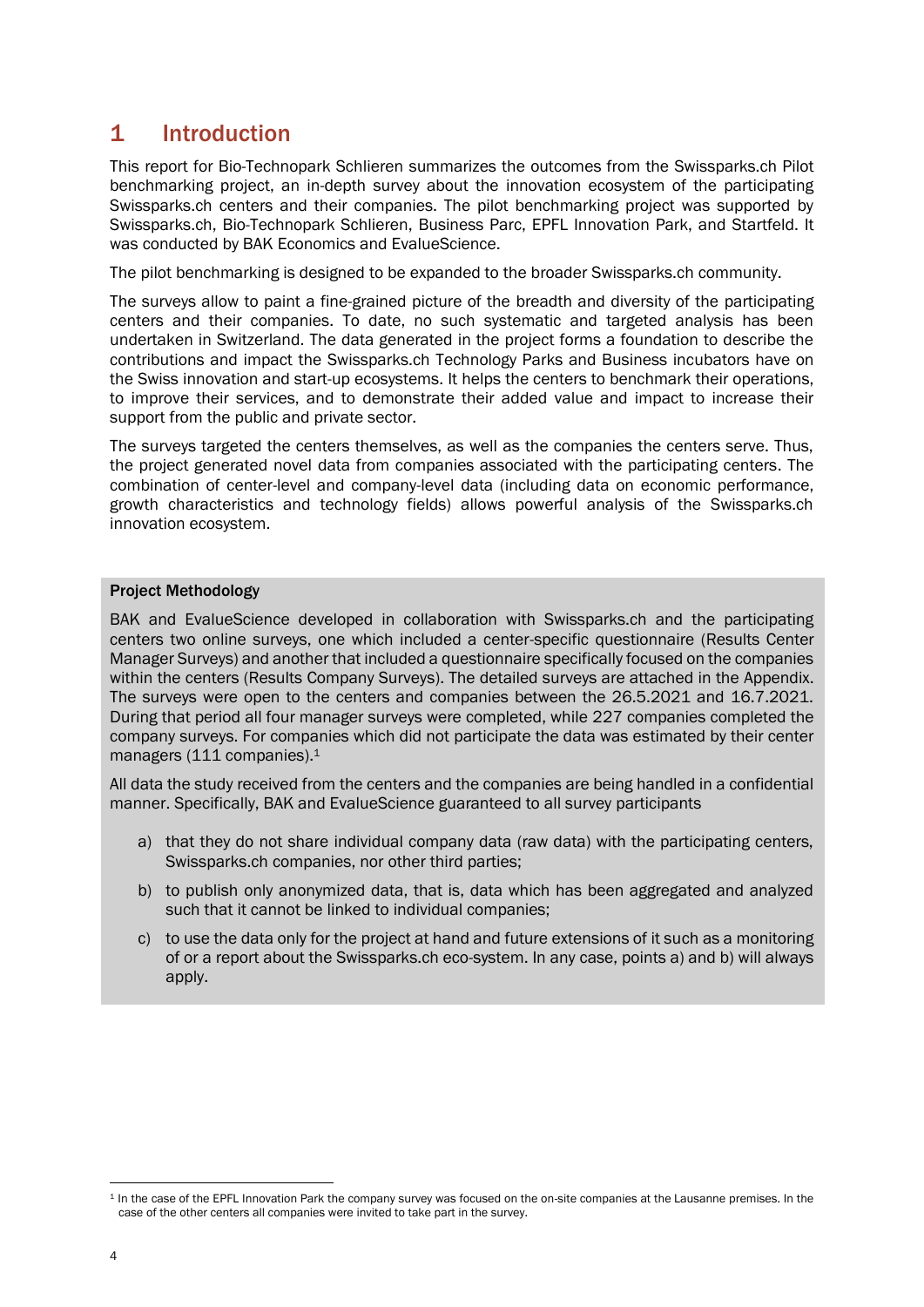# 1 Introduction

This report for Bio-Technopark Schlieren summarizes the outcomes from the Swissparks.ch Pilot benchmarking project, an in-depth survey about the innovation ecosystem of the participating Swissparks.ch centers and their companies. The pilot benchmarking project was supported by Swissparks.ch, Bio-Technopark Schlieren, Business Parc, EPFL Innovation Park, and Startfeld. It was conducted by BAK Economics and EvalueScience.

The pilot benchmarking is designed to be expanded to the broader Swissparks.ch community.

The surveys allow to paint a fine-grained picture of the breadth and diversity of the participating centers and their companies. To date, no such systematic and targeted analysis has been undertaken in Switzerland. The data generated in the project forms a foundation to describe the contributions and impact the Swissparks.ch Technology Parks and Business incubators have on the Swiss innovation and start-up ecosystems. It helps the centers to benchmark their operations, to improve their services, and to demonstrate their added value and impact to increase their support from the public and private sector.

The surveys targeted the centers themselves, as well as the companies the centers serve. Thus, the project generated novel data from companies associated with the participating centers. The combination of center-level and company-level data (including data on economic performance, growth characteristics and technology fields) allows powerful analysis of the Swissparks.ch innovation ecosystem.

**Project Methodology**

BAK and EvalueScience developed in collaboration with Swissparks.ch and the participating centers two online surveys, one which included a center-specific questionnaire (Results Center Manager Surveys) and another that included a questionnaire specifically focused on the companies within the centers (Results Company Surveys). The detailed surveys are attached in the Appendix. The surveys were open to the centers and companies between the 26.5.2021 and 16.7.2021. During that period all four manager surveys were completed, while 227 companies completed the company surveys. For companies which did not participate the data was estimated by their center managers (111 companies).[1]

All data the study received from the centers and the companies are being handled in a confidential manner. Specifically, BAK and EvalueScience guaranteed to all survey participants

a) that they do not share individual company data (raw data) with the participating centers, Swissparks.ch companies, nor other third parties;

b) to publish only anonymized data, that is, data which has been aggregated and analyzed such that it cannot be linked to individual companies;

c) to use the data only for the project at hand and future extensions of it such as a monitoring of or a report about the Swissparks.ch eco-system. In any case, points a) and b) will always apply.

---

[1] In the case of the EPFL Innovation Park the company survey was focused on the on-site companies at the Lausanne premises. In the case of the other centers all companies were invited to take part in the survey.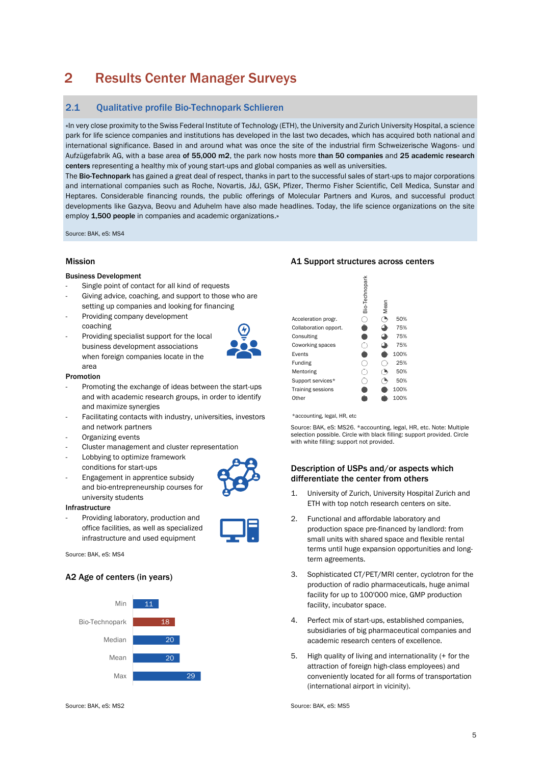# 2 Results Center Manager Surveys

## 2.1 Qualitative profile Bio-Technopark Schlieren

«In very close proximity to the Swiss Federal Institute of Technology (ETH), the University and Zurich University Hospital, a science park for life science companies and institutions has developed in the last two decades, which has acquired both national and international significance. Based in and around what was once the site of the industrial firm Schweizerische Wagons- und Aufzügefabrik AG, with a base area **of 55,000 m2**, the park now hosts more **than 50 companies** and **25 academic research centers** representing a healthy mix of young start-ups and global companies as well as universities.
The **Bio-Technopark** has gained a great deal of respect, thanks in part to the successful sales of start-ups to major corporations and international companies such as Roche, Novartis, J&J, GSK, Pfizer, Thermo Fisher Scientific, Cell Medica, Sunstar and Heptares. Considerable financing rounds, the public offerings of Molecular Partners and Kuros, and successful product developments like Gazyva, Beovu and Aduhelm have also made headlines. Today, the life science organizations on the site employ **1,500 people** in companies and academic organizations.»

Source: BAK, eS: MS4

### Mission

**Business Development**

- Single point of contact for all kind of requests
- Giving advice, coaching, and support to those who are setting up companies and looking for financing
- Providing company development coaching
- Providing specialist support for the local business development associations when foreign companies locate in the area

**Promotion**

- Promoting the exchange of ideas between the start-ups and with academic research groups, in order to identify and maximize synergies
- Facilitating contacts with industry, universities, investors and network partners
- Organizing events
- Cluster management and cluster representation
- Lobbying to optimize framework conditions for start-ups
- Engagement in apprentice subsidy and bio-entrepreneurship courses for university students

**Infrastructure**

- Providing laboratory, production and office facilities, as well as specialized infrastructure and used equipment

Source: BAK, eS: MS4

### A2 Age of centers (in years)

| | Years |
|---|---|
| Min | 11 |
| Bio-Technopark | 18 |
| Median | 20 |
| Mean | 20 |
| Max | 29 |

Source: BAK, eS: MS2

### A1 Support structures across centers

| | Bio-Technopark | Mean | |
|---|---|---|---|
| Acceleration progr. | not provided | | 50% |
| Collaboration opport. | provided | | 75% |
| Consulting | provided | | 75% |
| Coworking spaces | not provided | | 75% |
| Events | provided | | 100% |
| Funding | not provided | | 25% |
| Mentoring | not provided | | 50% |
| Support services* | not provided | | 50% |
| Training sessions | provided | | 100% |
| Other | provided | | 100% |

*accounting, legal, HR, etc

Source: BAK, eS: MS26. *accounting, legal, HR, etc. Note: Multiple selection possible. Circle with black filling: support provided. Circle with white filling: support not provided.

### Description of USPs and/or aspects which differentiate the center from others

1. University of Zurich, University Hospital Zurich and ETH with top notch research centers on site.
2. Functional and affordable laboratory and production space pre-financed by landlord: from small units with shared space and flexible rental terms until huge expansion opportunities and long-term agreements.
3. Sophisticated CT/PET/MRI center, cyclotron for the production of radio pharmaceuticals, huge animal facility for up to 100'000 mice, GMP production facility, incubator space.
4. Perfect mix of start-ups, established companies, subsidiaries of big pharmaceutical companies and academic research centers of excellence.
5. High quality of living and internationality (+ for the attraction of foreign high-class employees) and conveniently located for all forms of transportation (international airport in vicinity).

Source: BAK, eS: MS5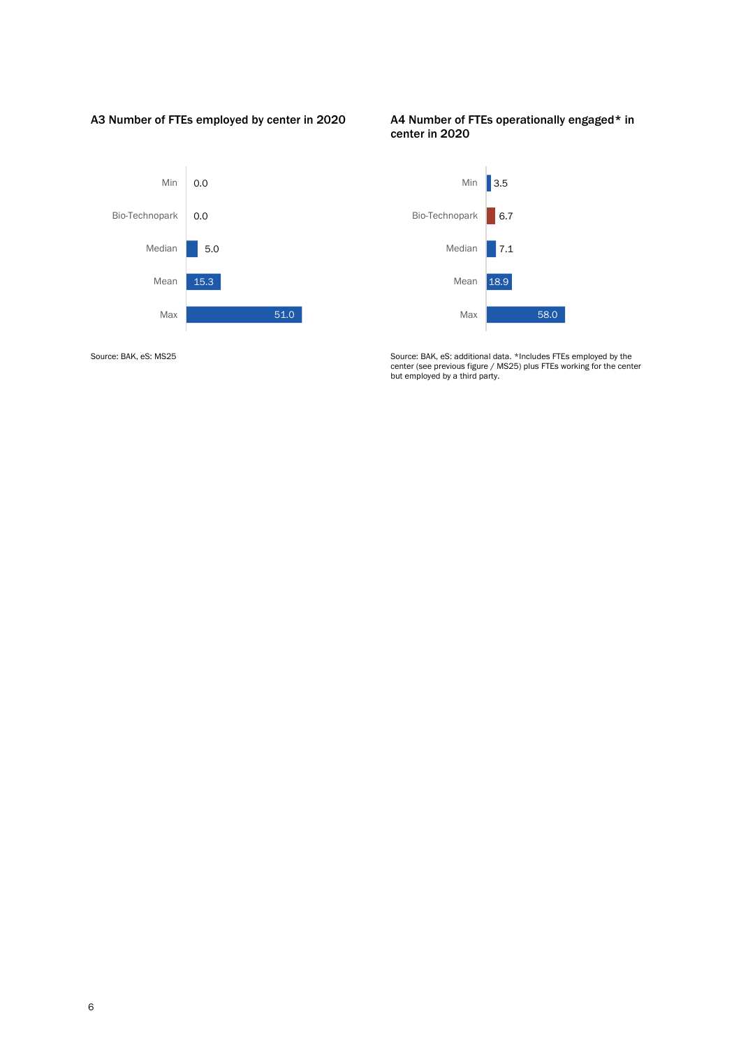### A3 Number of FTEs employed by center in 2020

| | |
|---|---|
| Min | 0.0 |
| Bio-Technopark | 0.0 |
| Median | 5.0 |
| Mean | 15.3 |
| Max | 51.0 |

Source: BAK, eS: MS25

### A4 Number of FTEs operationally engaged* in center in 2020

| | |
|---|---|
| Min | 3.5 |
| Bio-Technopark | 6.7 |
| Median | 7.1 |
| Mean | 18.9 |
| Max | 58.0 |

Source: BAK, eS: additional data. *Includes FTEs employed by the center (see previous figure / MS25) plus FTEs working for the center but employed by a third party.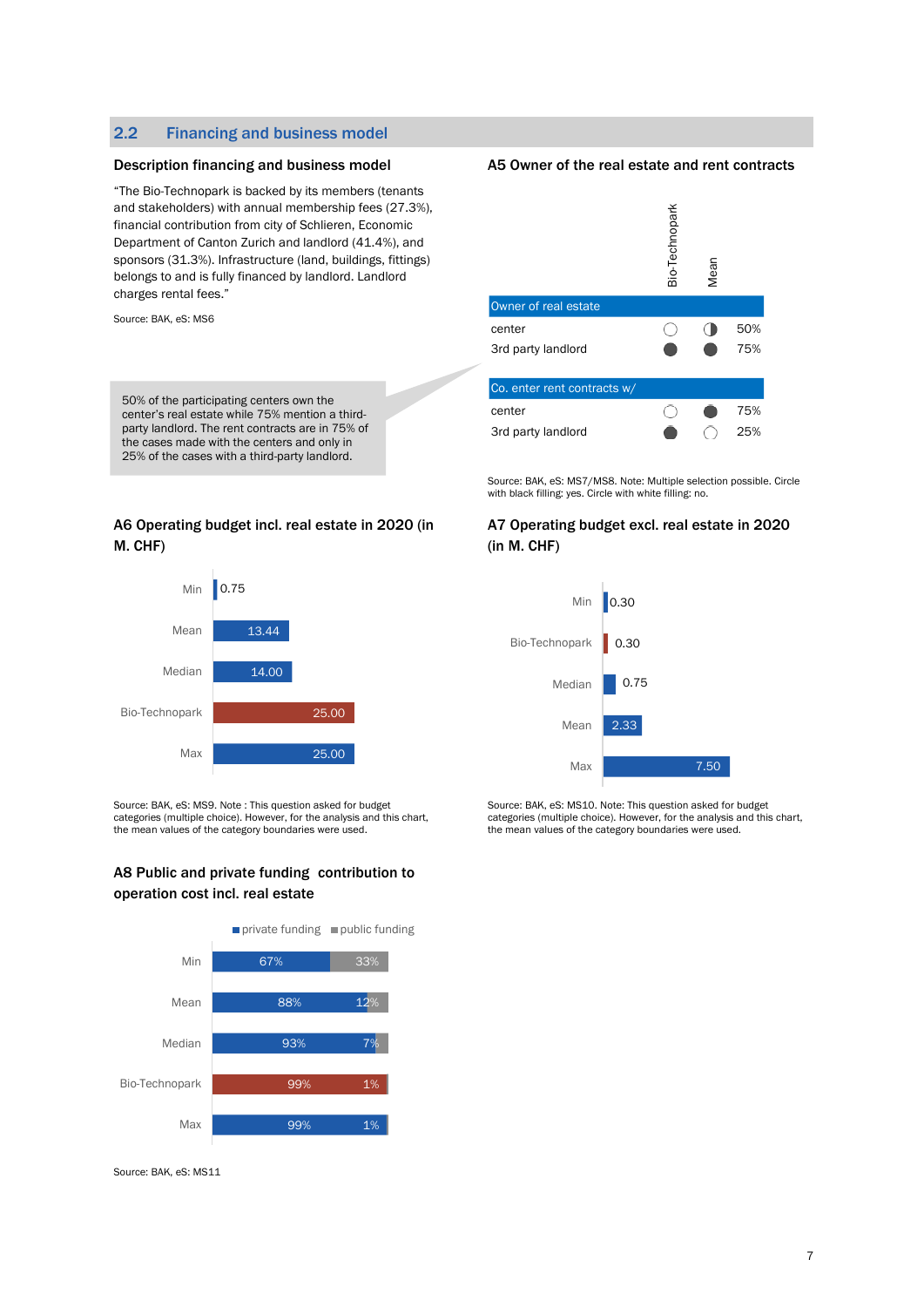## 2.2 Financing and business model

### Description financing and business model

"The Bio-Technopark is backed by its members (tenants and stakeholders) with annual membership fees (27.3%), financial contribution from city of Schlieren, Economic Department of Canton Zurich and landlord (41.4%), and sponsors (31.3%). Infrastructure (land, buildings, fittings) belongs to and is fully financed by landlord. Landlord charges rental fees."

Source: BAK, eS: MS6

50% of the participating centers own the center's real estate while 75% mention a third-party landlord. The rent contracts are in 75% of the cases made with the centers and only in 25% of the cases with a third-party landlord.

### A5 Owner of the real estate and rent contracts

| | Bio-Technopark | Mean | |
|---|---|---|---|
| **Owner of real estate** | | | |
| center | ○ | ◐ | 50% |
| 3rd party landlord | ● | ● | 75% |
| **Co. enter rent contracts w/** | | | |
| center | ○ | ● | 75% |
| 3rd party landlord | ● | ○ | 25% |

Source: BAK, eS: MS7/MS8. Note: Multiple selection possible. Circle with black filling: yes. Circle with white filling: no.

### A6 Operating budget incl. real estate in 2020 (in M. CHF)

| | M. CHF |
|---|---|
| Min | 0.75 |
| Mean | 13.44 |
| Median | 14.00 |
| Bio-Technopark | 25.00 |
| Max | 25.00 |

Source: BAK, eS: MS9. Note : This question asked for budget categories (multiple choice). However, for the analysis and this chart, the mean values of the category boundaries were used.

### A7 Operating budget excl. real estate in 2020 (in M. CHF)

| | M. CHF |
|---|---|
| Min | 0.30 |
| Bio-Technopark | 0.30 |
| Median | 0.75 |
| Mean | 2.33 |
| Max | 7.50 |

Source: BAK, eS: MS10. Note: This question asked for budget categories (multiple choice). However, for the analysis and this chart, the mean values of the category boundaries were used.

### A8 Public and private funding contribution to operation cost incl. real estate

| | private funding | public funding |
|---|---|---|
| Min | 67% | 33% |
| Mean | 88% | 12% |
| Median | 93% | 7% |
| Bio-Technopark | 99% | 1% |
| Max | 99% | 1% |

Source: BAK, eS: MS11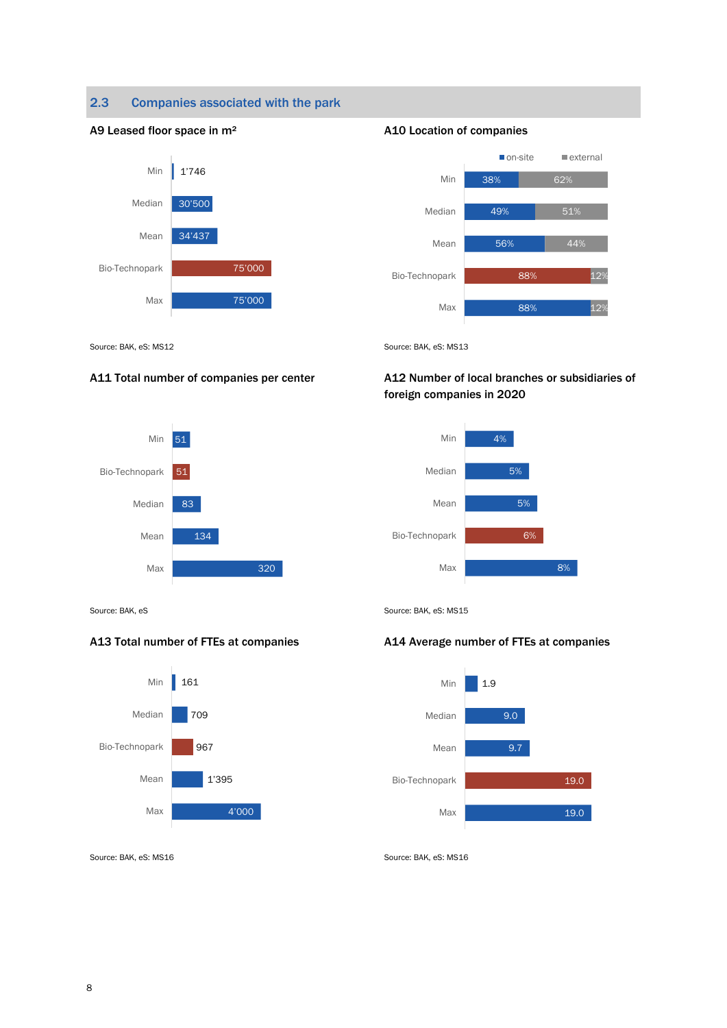## 2.3 Companies associated with the park

**A9 Leased floor space in m²**

| | Leased floor space in m² |
|---|---|
| Min | 1'746 |
| Median | 30'500 |
| Mean | 34'437 |
| Bio-Technopark | 75'000 |
| Max | 75'000 |

Source: BAK, eS: MS12

**A10 Location of companies**

| | on-site | external |
|---|---|---|
| Min | 38% | 62% |
| Median | 49% | 51% |
| Mean | 56% | 44% |
| Bio-Technopark | 88% | 12% |
| Max | 88% | 12% |

Source: BAK, eS: MS13

**A11 Total number of companies per center**

| | Total number of companies |
|---|---|
| Min | 51 |
| Bio-Technopark | 51 |
| Median | 83 |
| Mean | 134 |
| Max | 320 |

Source: BAK, eS

**A12 Number of local branches or subsidiaries of foreign companies in 2020**

| | Share |
|---|---|
| Min | 4% |
| Median | 5% |
| Mean | 5% |
| Bio-Technopark | 6% |
| Max | 8% |

Source: BAK, eS: MS15

**A13 Total number of FTEs at companies**

| | Total FTEs |
|---|---|
| Min | 161 |
| Median | 709 |
| Bio-Technopark | 967 |
| Mean | 1'395 |
| Max | 4'000 |

Source: BAK, eS: MS16

**A14 Average number of FTEs at companies**

| | Average FTEs |
|---|---|
| Min | 1.9 |
| Median | 9.0 |
| Mean | 9.7 |
| Bio-Technopark | 19.0 |
| Max | 19.0 |

Source: BAK, eS: MS16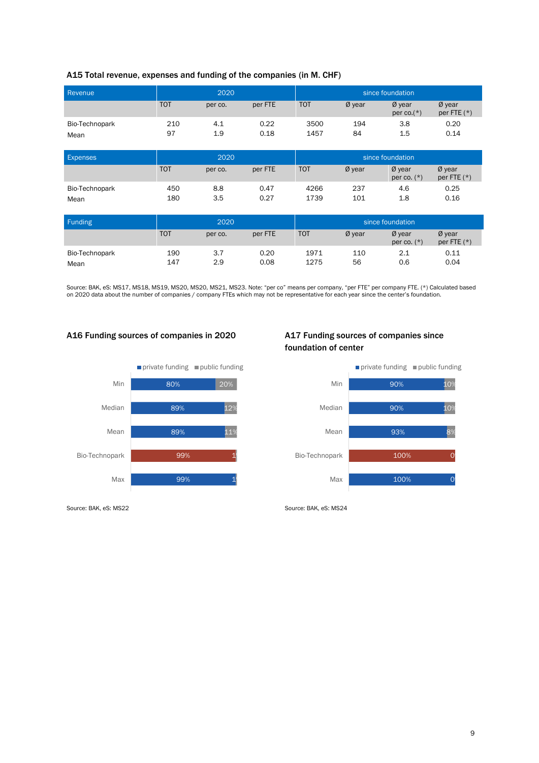### A15 Total revenue, expenses and funding of the companies (in M. CHF)

| Revenue | 2020 | | | since foundation | | | |
|---|---|---|---|---|---|---|---|
| | TOT | per co. | per FTE | TOT | Ø year | Ø year per co.(*) | Ø year per FTE (*) |
| Bio-Technopark | 210 | 4.1 | 0.22 | 3500 | 194 | 3.8 | 0.20 |
| Mean | 97 | 1.9 | 0.18 | 1457 | 84 | 1.5 | 0.14 |

| Expenses | 2020 | | | since foundation | | | |
|---|---|---|---|---|---|---|---|
| | TOT | per co. | per FTE | TOT | Ø year | Ø year per co. (*) | Ø year per FTE (*) |
| Bio-Technopark | 450 | 8.8 | 0.47 | 4266 | 237 | 4.6 | 0.25 |
| Mean | 180 | 3.5 | 0.27 | 1739 | 101 | 1.8 | 0.16 |

| Funding | 2020 | | | since foundation | | | |
|---|---|---|---|---|---|---|---|
| | TOT | per co. | per FTE | TOT | Ø year | Ø year per co. (*) | Ø year per FTE (*) |
| Bio-Technopark | 190 | 3.7 | 0.20 | 1971 | 110 | 2.1 | 0.11 |
| Mean | 147 | 2.9 | 0.08 | 1275 | 56 | 0.6 | 0.04 |

Source: BAK, eS: MS17, MS18, MS19, MS20, MS20, MS21, MS23. Note: "per co" means per company, "per FTE" per company FTE. (*) Calculated based on 2020 data about the number of companies / company FTEs which may not be representative for each year since the center's foundation.

### A16 Funding sources of companies in 2020

| | private funding | public funding |
|---|---|---|
| Min | 80% | 20% |
| Median | 89% | 12% |
| Mean | 89% | 11% |
| Bio-Technopark | 99% | 1 |
| Max | 99% | 1 |

Source: BAK, eS: MS22

### A17 Funding sources of companies since foundation of center

| | private funding | public funding |
|---|---|---|
| Min | 90% | 10% |
| Median | 90% | 10% |
| Mean | 93% | 8% |
| Bio-Technopark | 100% | 0 |
| Max | 100% | 0 |

Source: BAK, eS: MS24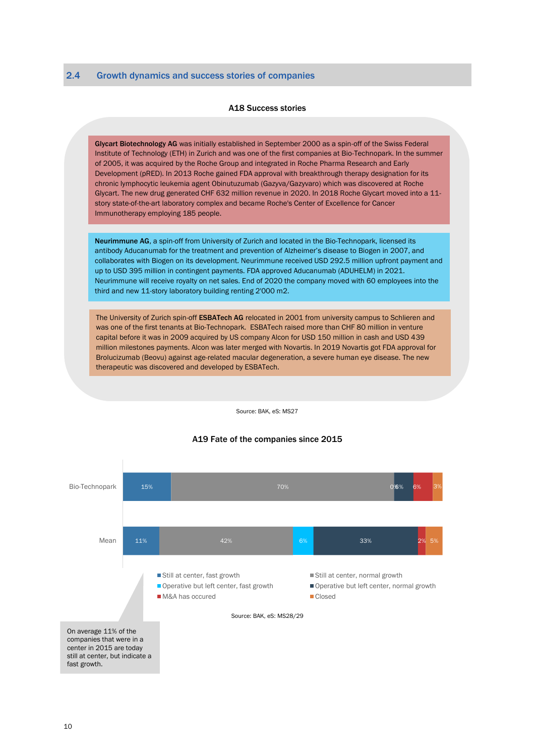## 2.4 Growth dynamics and success stories of companies

**A18 Success stories**

**Glycart Biotechnology AG** was initially established in September 2000 as a spin-off of the Swiss Federal Institute of Technology (ETH) in Zurich and was one of the first companies at Bio-Technopark. In the summer of 2005, it was acquired by the Roche Group and integrated in Roche Pharma Research and Early Development (pRED). In 2013 Roche gained FDA approval with breakthrough therapy designation for its chronic lymphocytic leukemia agent Obinutuzumab (Gazyva/Gazyvaro) which was discovered at Roche Glycart. The new drug generated CHF 632 million revenue in 2020. In 2018 Roche Glycart moved into a 11-story state-of-the-art laboratory complex and became Roche's Center of Excellence for Cancer Immunotherapy employing 185 people.

**Neurimmune AG**, a spin-off from University of Zurich and located in the Bio-Technopark, licensed its antibody Aducanumab for the treatment and prevention of Alzheimer's disease to Biogen in 2007, and collaborates with Biogen on its development. Neurimmune received USD 292.5 million upfront payment and up to USD 395 million in contingent payments. FDA approved Aducanumab (ADUHELM) in 2021. Neurimmune will receive royalty on net sales. End of 2020 the company moved with 60 employees into the third and new 11-story laboratory building renting 2'000 m2.

The University of Zurich spin-off **ESBATech AG** relocated in 2001 from university campus to Schlieren and was one of the first tenants at Bio-Technopark. ESBATech raised more than CHF 80 million in venture capital before it was in 2009 acquired by US company Alcon for USD 150 million in cash and USD 439 million milestones payments. Alcon was later merged with Novartis. In 2019 Novartis got FDA approval for Brolucizumab (Beovu) against age-related macular degeneration, a severe human eye disease. The new therapeutic was discovered and developed by ESBATech.

Source: BAK, eS: MS27

**A19 Fate of the companies since 2015**

| | Still at center, fast growth | Still at center, normal growth | Operative but left center, fast growth | Operative but left center, normal growth | M&A has occured | Closed |
|---|---|---|---|---|---|---|
| Bio-Technopark | 15% | 70% | 0% | 6% | 6% | 3% |
| Mean | 11% | 42% | 6% | 33% | 2% | 5% |

Source: BAK, eS: MS28/29

On average 11% of the companies that were in a center in 2015 are today still at center, but indicate a fast growth.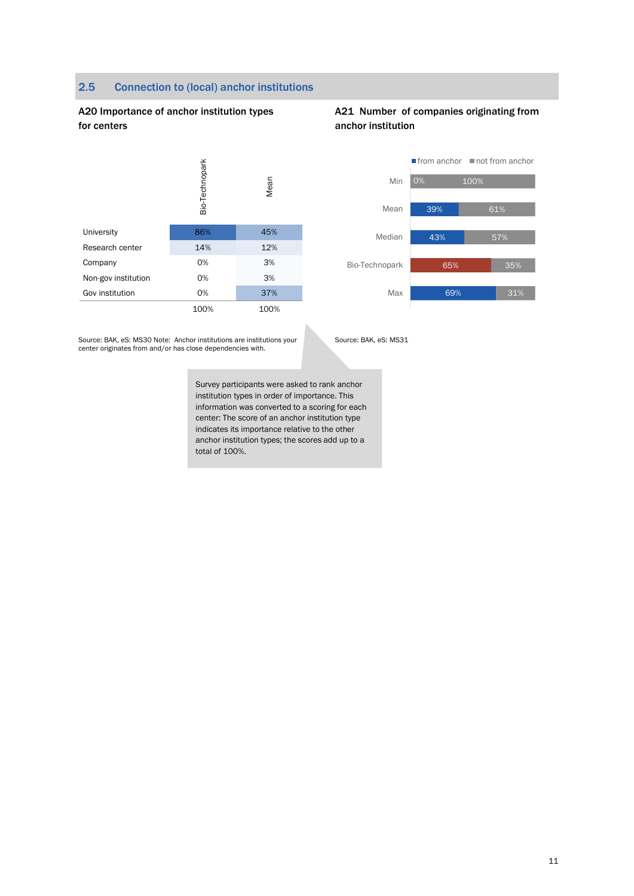## 2.5 Connection to (local) anchor institutions

**A20 Importance of anchor institution types for centers**

| | Bio-Technopark | Mean |
|---|---|---|
| University | 86% | 45% |
| Research center | 14% | 12% |
| Company | 0% | 3% |
| Non-gov institution | 0% | 3% |
| Gov institution | 0% | 37% |
| | 100% | 100% |

Source: BAK, eS: MS30 Note: Anchor institutions are institutions your center originates from and/or has close dependencies with.

Survey participants were asked to rank anchor institution types in order of importance. This information was converted to a scoring for each center: The score of an anchor institution type indicates its importance relative to the other anchor institution types; the scores add up to a total of 100%.

**A21 Number of companies originating from anchor institution**

| | from anchor | not from anchor |
|---|---|---|
| Min | 0% | 100% |
| Mean | 39% | 61% |
| Median | 43% | 57% |
| Bio-Technopark | 65% | 35% |
| Max | 69% | 31% |

Source: BAK, eS: MS31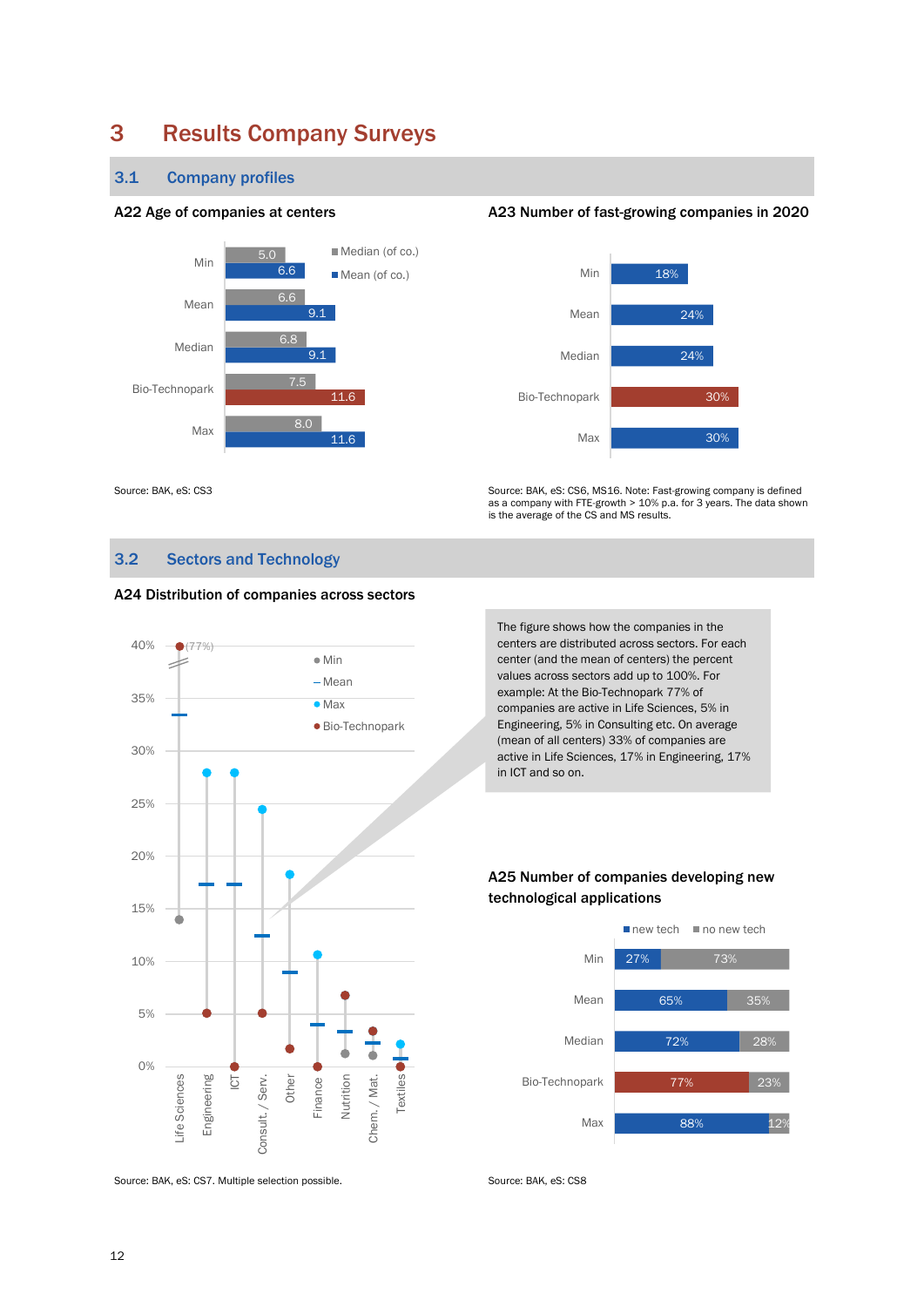# 3 Results Company Surveys

## 3.1 Company profiles

**A22 Age of companies at centers**

| | Median (of co.) | Mean (of co.) |
|---|---|---|
| Min | 5.0 | 6.6 |
| Mean | 6.6 | 9.1 |
| Median | 6.8 | 9.1 |
| Bio-Technopark | 7.5 | 11.6 |
| Max | 8.0 | 11.6 |

Source: BAK, eS: CS3

**A23 Number of fast-growing companies in 2020**

| | |
|---|---|
| Min | 18% |
| Mean | 24% |
| Median | 24% |
| Bio-Technopark | 30% |
| Max | 30% |

Source: BAK, eS: CS6, MS16. Note: Fast-growing company is defined as a company with FTE-growth > 10% p.a. for 3 years. The data shown is the average of the CS and MS results.

## 3.2 Sectors and Technology

**A24 Distribution of companies across sectors**

The figure shows how the companies in the centers are distributed across sectors. For each center (and the mean of centers) the percent values across sectors add up to 100%. For example: At the Bio-Technopark 77% of companies are active in Life Sciences, 5% in Engineering, 5% in Consulting etc. On average (mean of all centers) 33% of companies are active in Life Sciences, 17% in Engineering, 17% in ICT and so on.

Source: BAK, eS: CS7. Multiple selection possible.

**A25 Number of companies developing new technological applications**

| | new tech | no new tech |
|---|---|---|
| Min | 27% | 73% |
| Mean | 65% | 35% |
| Median | 72% | 28% |
| Bio-Technopark | 77% | 23% |
| Max | 88% | 12% |

Source: BAK, eS: CS8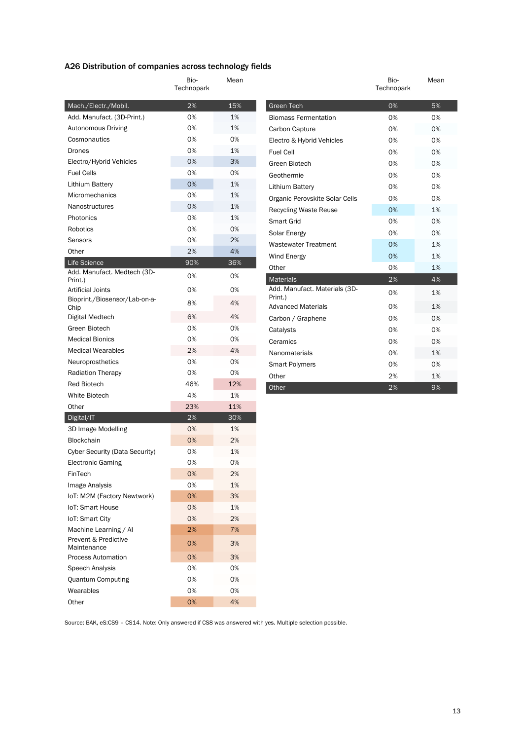## A26 Distribution of companies across technology fields

| | Bio-Technopark | Mean |
|---|---|---|
| **Mach./Electr./Mobil.** | **2%** | **15%** |
| Add. Manufact. (3D-Print.) | 0% | 1% |
| Autonomous Driving | 0% | 1% |
| Cosmonautics | 0% | 0% |
| Drones | 0% | 1% |
| Electro/Hybrid Vehicles | 0% | 3% |
| Fuel Cells | 0% | 0% |
| Lithium Battery | 0% | 1% |
| Micromechanics | 0% | 1% |
| Nanostructures | 0% | 1% |
| Photonics | 0% | 1% |
| Robotics | 0% | 0% |
| Sensors | 0% | 2% |
| Other | 2% | 4% |
| **Life Science** | **90%** | **36%** |
| Add. Manufact. Medtech (3D-Print.) | 0% | 0% |
| Artificial Joints | 0% | 0% |
| Bioprint./Biosensor/Lab-on-a-Chip | 8% | 4% |
| Digital Medtech | 6% | 4% |
| Green Biotech | 0% | 0% |
| Medical Bionics | 0% | 0% |
| Medical Wearables | 2% | 4% |
| Neuroprosthetics | 0% | 0% |
| Radiation Therapy | 0% | 0% |
| Red Biotech | 46% | 12% |
| White Biotech | 4% | 1% |
| Other | 23% | 11% |
| **Digital/IT** | **2%** | **30%** |
| 3D Image Modelling | 0% | 1% |
| Blockchain | 0% | 2% |
| Cyber Security (Data Security) | 0% | 1% |
| Electronic Gaming | 0% | 0% |
| FinTech | 0% | 2% |
| Image Analysis | 0% | 1% |
| IoT: M2M (Factory Newtwork) | 0% | 3% |
| IoT: Smart House | 0% | 1% |
| IoT: Smart City | 0% | 2% |
| Machine Learning / AI | 2% | 7% |
| Prevent & Predictive Maintenance | 0% | 3% |
| Process Automation | 0% | 3% |
| Speech Analysis | 0% | 0% |
| Quantum Computing | 0% | 0% |
| Wearables | 0% | 0% |
| Other | 0% | 4% |
| **Green Tech** | **0%** | **5%** |
| Biomass Fermentation | 0% | 0% |
| Carbon Capture | 0% | 0% |
| Electro & Hybrid Vehicles | 0% | 0% |
| Fuel Cell | 0% | 0% |
| Green Biotech | 0% | 0% |
| Geothermie | 0% | 0% |
| Lithium Battery | 0% | 0% |
| Organic Perovskite Solar Cells | 0% | 0% |
| Recycling Waste Reuse | 0% | 1% |
| Smart Grid | 0% | 0% |
| Solar Energy | 0% | 0% |
| Wastewater Treatment | 0% | 1% |
| Wind Energy | 0% | 1% |
| Other | 0% | 1% |
| **Materials** | **2%** | **4%** |
| Add. Manufact. Materials (3D-Print.) | 0% | 1% |
| Advanced Materials | 0% | 1% |
| Carbon / Graphene | 0% | 0% |
| Catalysts | 0% | 0% |
| Ceramics | 0% | 0% |
| Nanomaterials | 0% | 1% |
| Smart Polymers | 0% | 0% |
| Other | 2% | 1% |
| **Other** | **2%** | **9%** |

Source: BAK, eS:CS9 – CS14. Note: Only answered if CS8 was answered with yes. Multiple selection possible.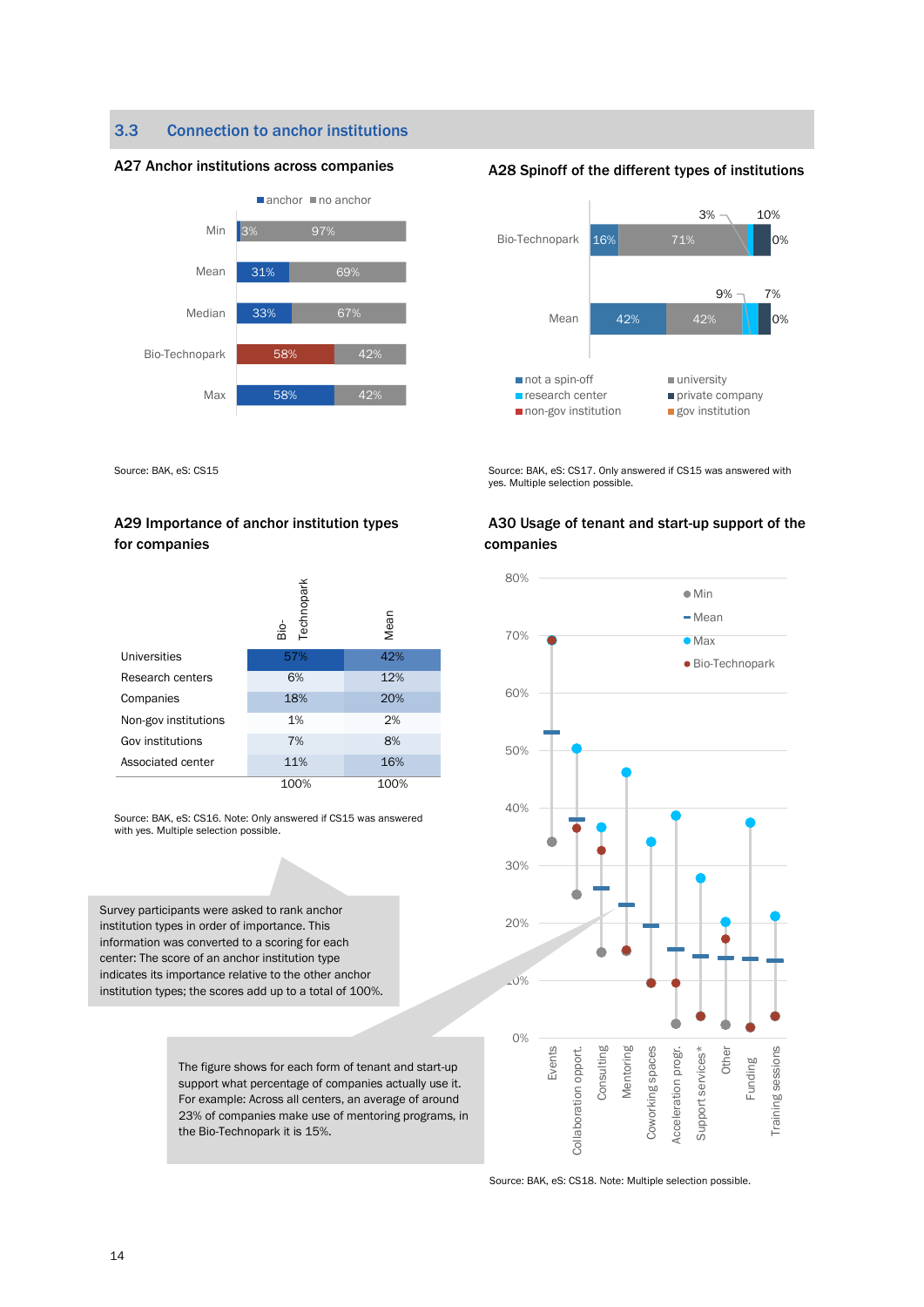## 3.3 Connection to anchor institutions

### A27 Anchor institutions across companies

| | anchor | no anchor |
|---|---|---|
| Min | 3% | 97% |
| Mean | 31% | 69% |
| Median | 33% | 67% |
| Bio-Technopark | 58% | 42% |
| Max | 58% | 42% |

Source: BAK, eS: CS15

### A28 Spinoff of the different types of institutions

| | not a spin-off | university | research center | private company | non-gov institution | gov institution |
|---|---|---|---|---|---|---|
| Bio-Technopark | 16% | 71% | 3% | 10% | 0% | |
| Mean | 42% | 42% | 9% | 7% | 0% | |

Source: BAK, eS: CS17. Only answered if CS15 was answered with yes. Multiple selection possible.

### A29 Importance of anchor institution types for companies

| | Bio-Technopark | Mean |
|---|---|---|
| Universities | 57% | 42% |
| Research centers | 6% | 12% |
| Companies | 18% | 20% |
| Non-gov institutions | 1% | 2% |
| Gov institutions | 7% | 8% |
| Associated center | 11% | 16% |
| | 100% | 100% |

Source: BAK, eS: CS16. Note: Only answered if CS15 was answered with yes. Multiple selection possible.

Survey participants were asked to rank anchor institution types in order of importance. This information was converted to a scoring for each center: The score of an anchor institution type indicates its importance relative to the other anchor institution types; the scores add up to a total of 100%.

### A30 Usage of tenant and start-up support of the companies

Legend: Min, Mean, Max, Bio-Technopark

Categories: Events, Collaboration opport., Consulting, Mentoring, Coworking spaces, Acceleration progr., Support services*, Other, Funding, Training sessions

Source: BAK, eS: CS18. Note: Multiple selection possible.

The figure shows for each form of tenant and start-up support what percentage of companies actually use it. For example: Across all centers, an average of 23% of companies make use of mentoring programs, in the Bio-Technopark it is 15%.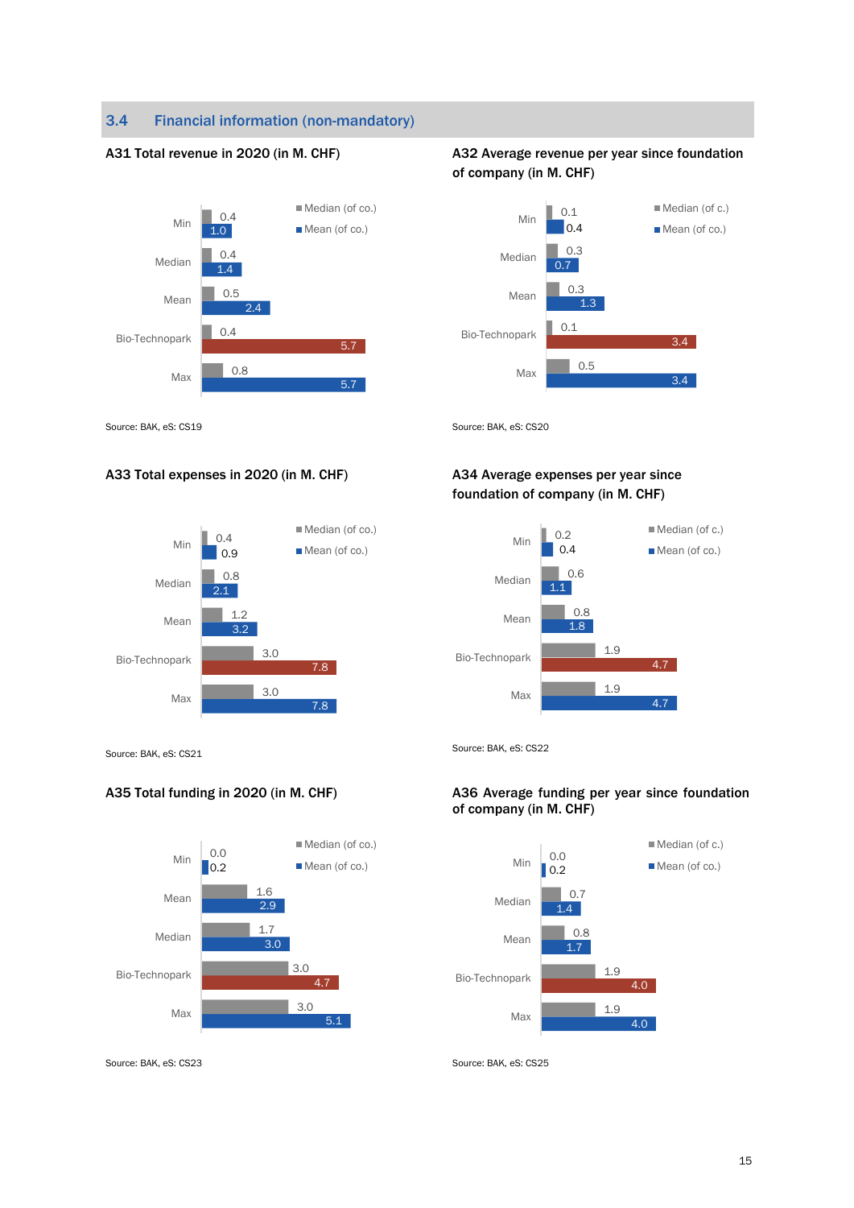## 3.4 Financial information (non-mandatory)

### A31 Total revenue in 2020 (in M. CHF)

| | Median (of co.) | Mean (of co.) |
|---|---|---|
| Min | 0.4 | 1.0 |
| Median | 0.4 | 1.4 |
| Mean | 0.5 | 2.4 |
| Bio-Technopark | 0.4 | 5.7 |
| Max | 0.8 | 5.7 |

Source: BAK, eS: CS19

### A32 Average revenue per year since foundation of company (in M. CHF)

| | Median (of c.) | Mean (of co.) |
|---|---|---|
| Min | 0.1 | 0.4 |
| Median | 0.3 | 0.7 |
| Mean | 0.3 | 1.3 |
| Bio-Technopark | 0.1 | 3.4 |
| Max | 0.5 | 3.4 |

Source: BAK, eS: CS20

### A33 Total expenses in 2020 (in M. CHF)

| | Median (of co.) | Mean (of co.) |
|---|---|---|
| Min | 0.4 | 0.9 |
| Median | 0.8 | 2.1 |
| Mean | 1.2 | 3.2 |
| Bio-Technopark | 3.0 | 7.8 |
| Max | 3.0 | 7.8 |

Source: BAK, eS: CS21

### A34 Average expenses per year since foundation of company (in M. CHF)

| | Median (of c.) | Mean (of co.) |
|---|---|---|
| Min | 0.2 | 0.4 |
| Median | 0.6 | 1.1 |
| Mean | 0.8 | 1.8 |
| Bio-Technopark | 1.9 | 4.7 |
| Max | 1.9 | 4.7 |

Source: BAK, eS: CS22

### A35 Total funding in 2020 (in M. CHF)

| | Median (of co.) | Mean (of co.) |
|---|---|---|
| Min | 0.0 | 0.2 |
| Mean | 1.6 | 2.9 |
| Median | 1.7 | 3.0 |
| Bio-Technopark | 3.0 | 4.7 |
| Max | 3.0 | 5.1 |

Source: BAK, eS: CS23

### A36 Average funding per year since foundation of company (in M. CHF)

| | Median (of c.) | Mean (of co.) |
|---|---|---|
| Min | 0.0 | 0.2 |
| Median | 0.7 | 1.4 |
| Mean | 0.8 | 1.7 |
| Bio-Technopark | 1.9 | 4.0 |
| Max | 1.9 | 4.0 |

Source: BAK, eS: CS25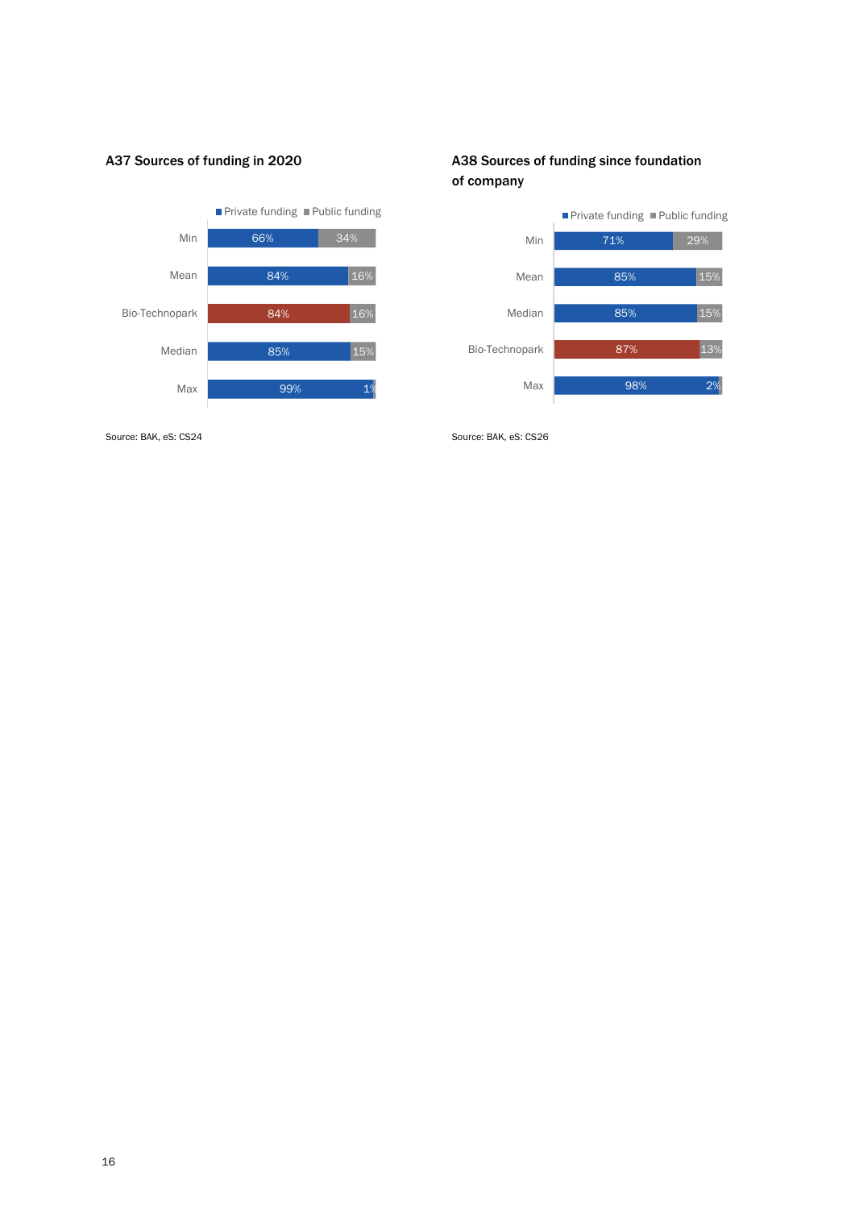### A37 Sources of funding in 2020

| | Private funding | Public funding |
|---|---|---|
| Min | 66% | 34% |
| Mean | 84% | 16% |
| Bio-Technopark | 84% | 16% |
| Median | 85% | 15% |
| Max | 99% | 1% |

Source: BAK, eS: CS24

### A38 Sources of funding since foundation of company

| | Private funding | Public funding |
|---|---|---|
| Min | 71% | 29% |
| Mean | 85% | 15% |
| Median | 85% | 15% |
| Bio-Technopark | 87% | 13% |
| Max | 98% | 2% |

Source: BAK, eS: CS26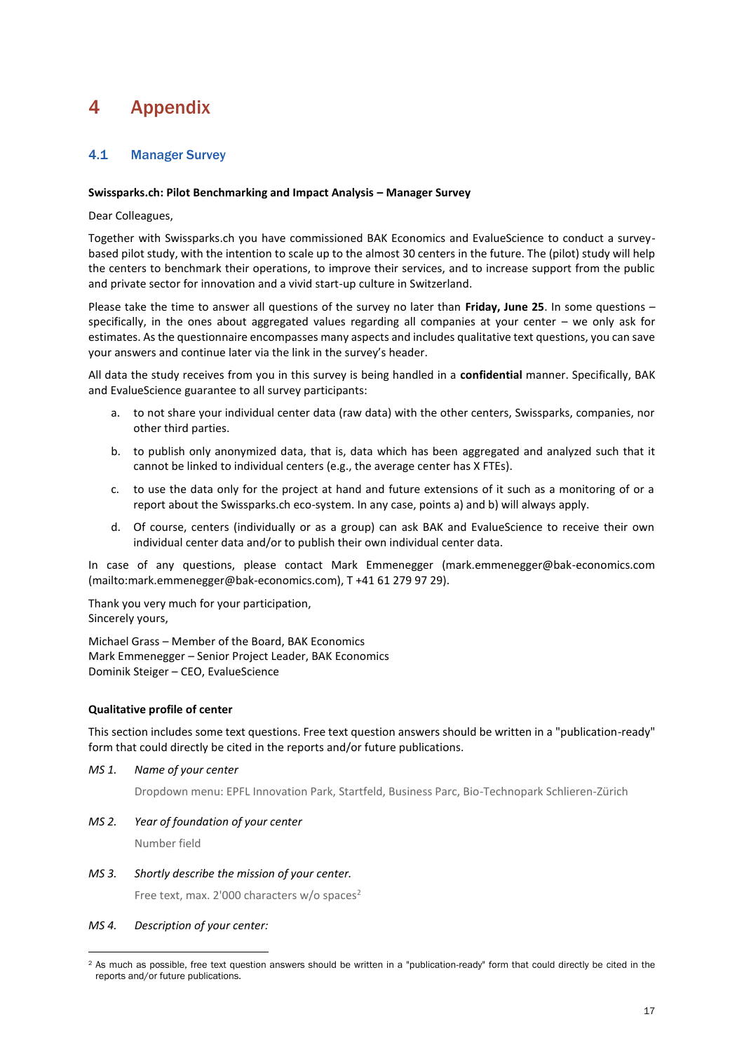# 4 Appendix

## 4.1 Manager Survey

**Swissparks.ch: Pilot Benchmarking and Impact Analysis – Manager Survey**

Dear Colleagues,

Together with Swissparks.ch you have commissioned BAK Economics and EvalueScience to conduct a survey-based pilot study, with the intention to scale up to the almost 30 centers in the future. The (pilot) study will help the centers to benchmark their operations, to improve their services, and to increase support from the public and private sector for innovation and a vivid start-up culture in Switzerland.

Please take the time to answer all questions of the survey no later than **Friday, June 25**. In some questions – specifically, in the ones about aggregated values regarding all companies at your center – we only ask for estimates. As the questionnaire encompasses many aspects and includes qualitative text questions, you can save your answers and continue later via the link in the survey's header.

All data the study receives from you in this survey is being handled in a **confidential** manner. Specifically, BAK and EvalueScience guarantee to all survey participants:

a. to not share your individual center data (raw data) with the other centers, Swissparks, companies, nor other third parties.

b. to publish only anonymized data, that is, data which has been aggregated and analyzed such that it cannot be linked to individual centers (e.g., the average center has X FTEs).

c. to use the data only for the project at hand and future extensions of it such as a monitoring of or a report about the Swissparks.ch eco-system. In any case, points a) and b) will always apply.

d. Of course, centers (individually or as a group) can ask BAK and EvalueScience to receive their own individual center data and/or to publish their own individual center data.

In case of any questions, please contact Mark Emmenegger (mark.emmenegger@bak-economics.com (mailto:mark.emmenegger@bak-economics.com), T +41 61 279 97 29).

Thank you very much for your participation,
Sincerely yours,

Michael Grass – Member of the Board, BAK Economics
Mark Emmenegger – Senior Project Leader, BAK Economics
Dominik Steiger – CEO, EvalueScience

**Qualitative profile of center**

This section includes some text questions. Free text question answers should be written in a "publication-ready" form that could directly be cited in the reports and/or future publications.

*MS 1. Name of your center*

Dropdown menu: EPFL Innovation Park, Startfeld, Business Parc, Bio-Technopark Schlieren-Zürich

*MS 2. Year of foundation of your center*

Number field

*MS 3. Shortly describe the mission of your center.*

Free text, max. 2'000 characters w/o spaces[2]

*MS 4. Description of your center:*

[2] As much as possible, free text question answers should be written in a "publication-ready" form that could directly be cited in the reports and/or future publications.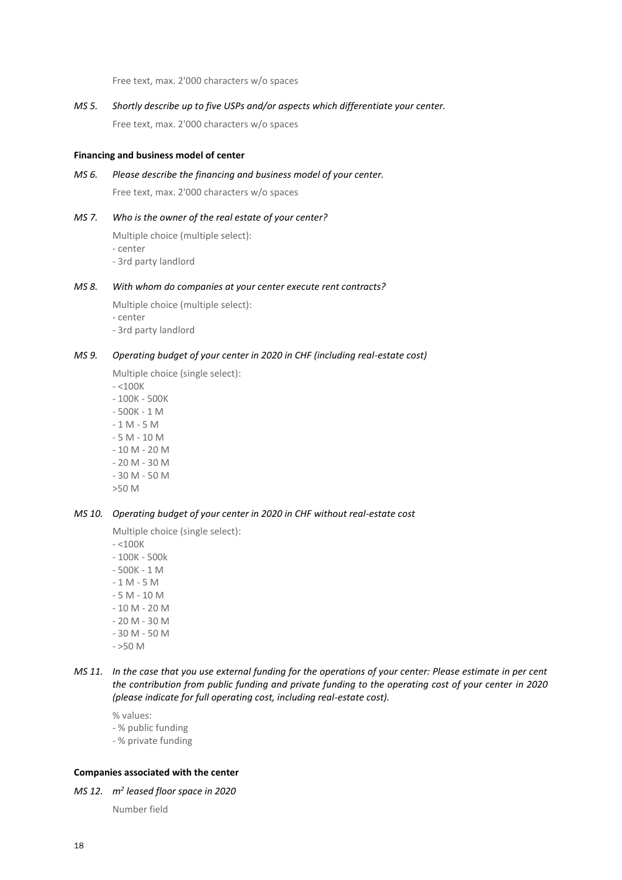Free text, max. 2'000 characters w/o spaces

*MS 5. Shortly describe up to five USPs and/or aspects which differentiate your center.*

Free text, max. 2'000 characters w/o spaces

**Financing and business model of center**

*MS 6. Please describe the financing and business model of your center.*

Free text, max. 2'000 characters w/o spaces

*MS 7. Who is the owner of the real estate of your center?*

Multiple choice (multiple select):
- center
- 3rd party landlord

*MS 8. With whom do companies at your center execute rent contracts?*

Multiple choice (multiple select):
- center
- 3rd party landlord

*MS 9. Operating budget of your center in 2020 in CHF (including real-estate cost)*

Multiple choice (single select):
- <100K
- 100K - 500K
- 500K - 1 M
- 1 M - 5 M
- 5 M - 10 M
- 10 M - 20 M
- 20 M - 30 M
- 30 M - 50 M

>50 M

*MS 10. Operating budget of your center in 2020 in CHF without real-estate cost*

Multiple choice (single select):
- <100K
- 100K - 500k
- 500K - 1 M
- 1 M - 5 M
- 5 M - 10 M
- 10 M - 20 M
- 20 M - 30 M
- 30 M - 50 M
- >50 M

*MS 11. In the case that you use external funding for the operations of your center: Please estimate in per cent the contribution from public funding and private funding to the operating cost of your center in 2020 (please indicate for full operating cost, including real-estate cost).*

% values:
- % public funding
- % private funding

**Companies associated with the center**

*MS 12. $m^2$ leased floor space in 2020*

Number field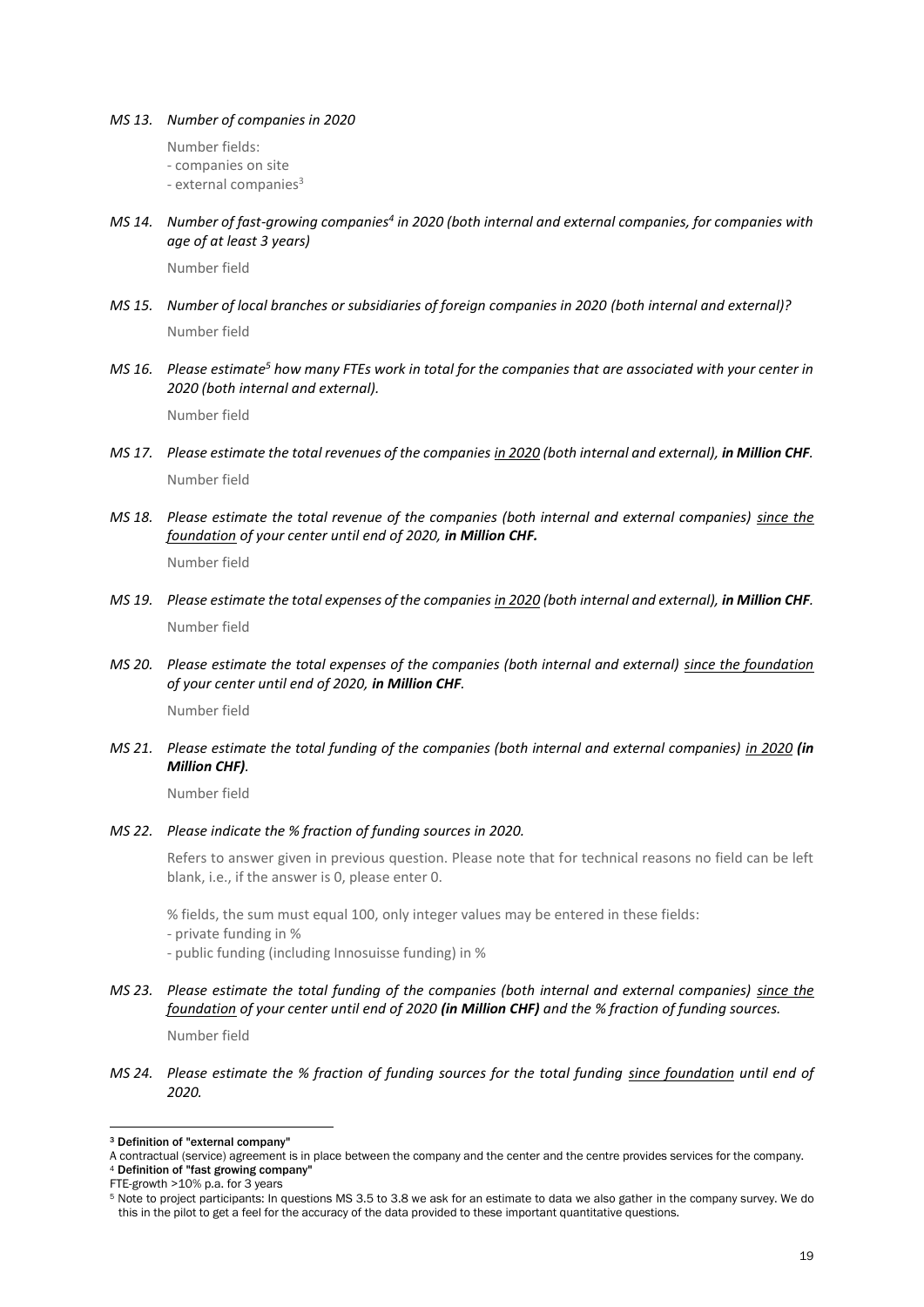*MS 13. Number of companies in 2020*

Number fields:
- companies on site
- external companies[3]

*MS 14. Number of fast-growing companies[4] in 2020 (both internal and external companies, for companies with age of at least 3 years)*

Number field

*MS 15. Number of local branches or subsidiaries of foreign companies in 2020 (both internal and external)?*

Number field

*MS 16. Please estimate[5] how many FTEs work in total for the companies that are associated with your center in 2020 (both internal and external).*

Number field

*MS 17. Please estimate the total revenues of the companies <u>in 2020</u> (both internal and external), **in Million CHF**.*

Number field

*MS 18. Please estimate the total revenue of the companies (both internal and external companies) <u>since the foundation</u> of your center until end of 2020, **in Million CHF.***

Number field

*MS 19. Please estimate the total expenses of the companies <u>in 2020</u> (both internal and external), **in Million CHF**.*

Number field

*MS 20. Please estimate the total expenses of the companies (both internal and external) <u>since the foundation</u> of your center until end of 2020, **in Million CHF**.*

Number field

*MS 21. Please estimate the total funding of the companies (both internal and external companies) <u>in 2020</u> **(in Million CHF)**.*

Number field

*MS 22. Please indicate the % fraction of funding sources in 2020.*

Refers to answer given in previous question. Please note that for technical reasons no field can be left blank, i.e., if the answer is 0, please enter 0.

% fields, the sum must equal 100, only integer values may be entered in these fields:
- private funding in %
- public funding (including Innosuisse funding) in %

*MS 23. Please estimate the total funding of the companies (both internal and external companies) <u>since the foundation</u> of your center until end of 2020 **(in Million CHF)** and the % fraction of funding sources.*

Number field

*MS 24. Please estimate the % fraction of funding sources for the total funding <u>since foundation</u> until end of 2020.*

---

[3] **Definition of "external company"**
A contractual (service) agreement is in place between the company and the center and the centre provides services for the company.

[4] **Definition of "fast growing company"**
FTE-growth >10% p.a. for 3 years

[5] Note to project participants: In questions MS 3.5 to 3.8 we ask for an estimate to data we also gather in the company survey. We do this in the pilot to get a feel for the accuracy of the data provided to these important quantitative questions.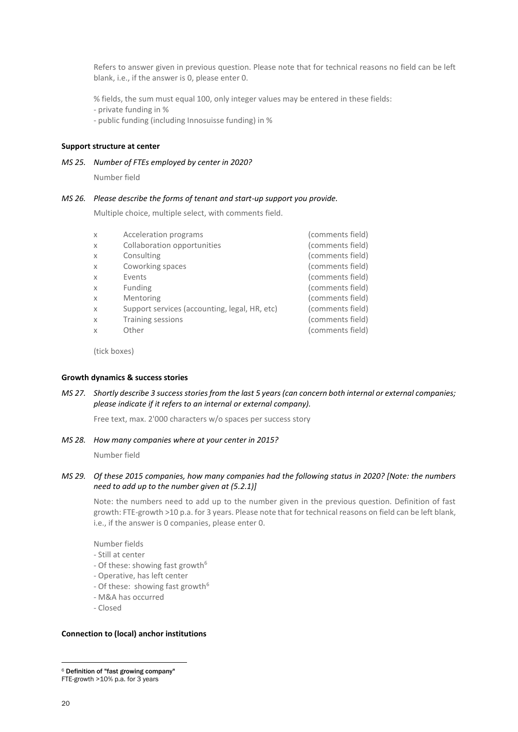Refers to answer given in previous question. Please note that for technical reasons no field can be left blank, i.e., if the answer is 0, please enter 0.

% fields, the sum must equal 100, only integer values may be entered in these fields:
- private funding in %
- public funding (including Innosuisse funding) in %

**Support structure at center**

*MS 25. Number of FTEs employed by center in 2020?*

Number field

*MS 26. Please describe the forms of tenant and start-up support you provide.*

Multiple choice, multiple select, with comments field.

| | | |
|---|---|---|
| x | Acceleration programs | (comments field) |
| x | Collaboration opportunities | (comments field) |
| x | Consulting | (comments field) |
| x | Coworking spaces | (comments field) |
| x | Events | (comments field) |
| x | Funding | (comments field) |
| x | Mentoring | (comments field) |
| x | Support services (accounting, legal, HR, etc) | (comments field) |
| x | Training sessions | (comments field) |
| x | Other | (comments field) |

(tick boxes)

**Growth dynamics & success stories**

*MS 27. Shortly describe 3 success stories from the last 5 years (can concern both internal or external companies; please indicate if it refers to an internal or external company).*

Free text, max. 2'000 characters w/o spaces per success story

*MS 28. How many companies where at your center in 2015?*

Number field

*MS 29. Of these 2015 companies, how many companies had the following status in 2020? [Note: the numbers need to add up to the number given at (5.2.1)]*

Note: the numbers need to add up to the number given in the previous question. Definition of fast growth: FTE-growth >10 p.a. for 3 years. Please note that for technical reasons on field can be left blank, i.e., if the answer is 0 companies, please enter 0.

Number fields
- Still at center
- Of these: showing fast growth[6]
- Operative, has left center
- Of these: showing fast growth[6]
- M&A has occurred
- Closed

**Connection to (local) anchor institutions**

[6] **Definition of "fast growing company"**
FTE-growth >10% p.a. for 3 years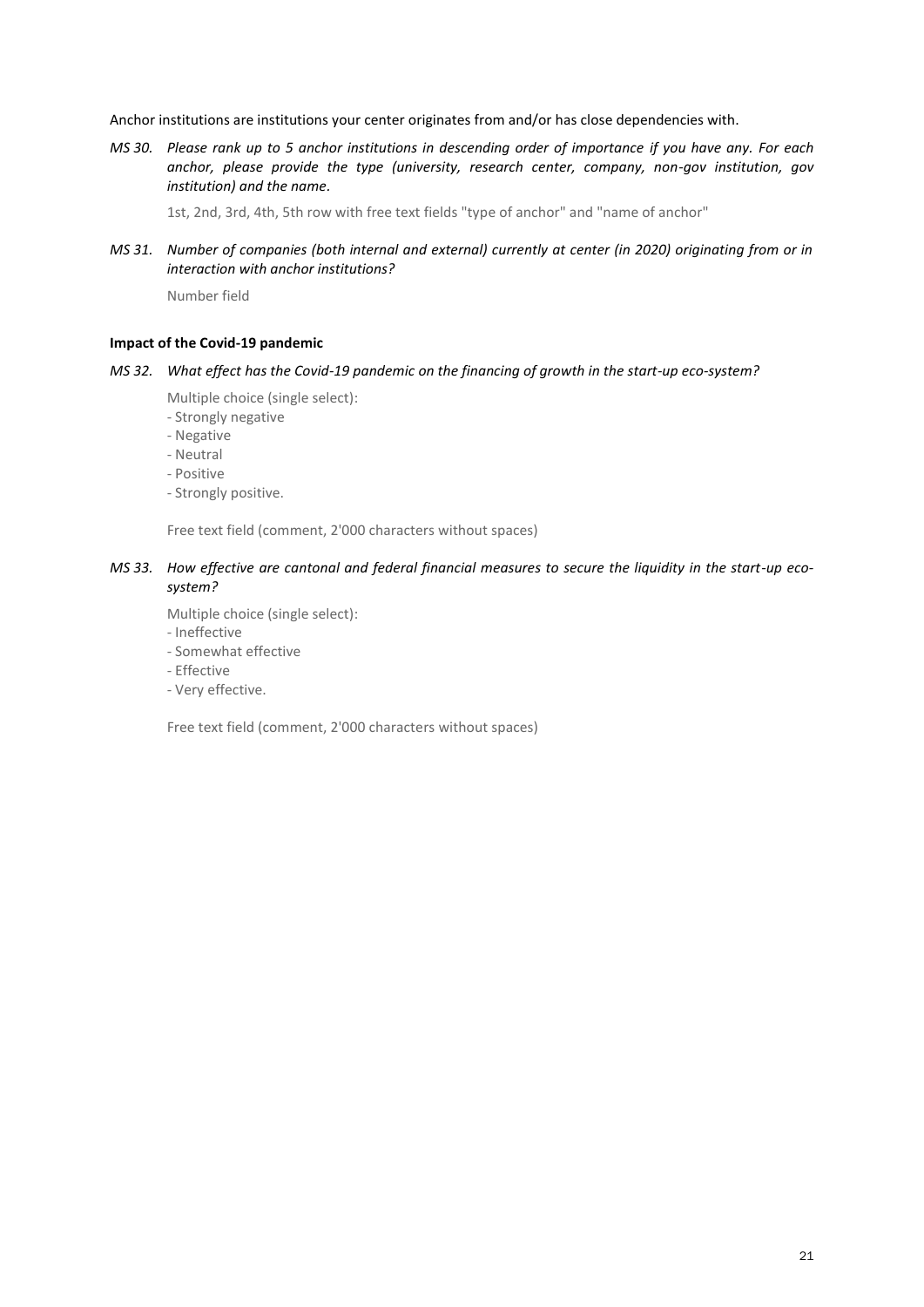Anchor institutions are institutions your center originates from and/or has close dependencies with.

*MS 30. Please rank up to 5 anchor institutions in descending order of importance if you have any. For each anchor, please provide the type (university, research center, company, non-gov institution, gov institution) and the name.*

1st, 2nd, 3rd, 4th, 5th row with free text fields "type of anchor" and "name of anchor"

*MS 31. Number of companies (both internal and external) currently at center (in 2020) originating from or in interaction with anchor institutions?*

Number field

**Impact of the Covid-19 pandemic**

*MS 32. What effect has the Covid-19 pandemic on the financing of growth in the start-up eco-system?*

Multiple choice (single select):
- Strongly negative
- Negative
- Neutral
- Positive
- Strongly positive.

Free text field (comment, 2'000 characters without spaces)

*MS 33. How effective are cantonal and federal financial measures to secure the liquidity in the start-up eco-system?*

Multiple choice (single select):
- Ineffective
- Somewhat effective
- Effective
- Very effective.

Free text field (comment, 2'000 characters without spaces)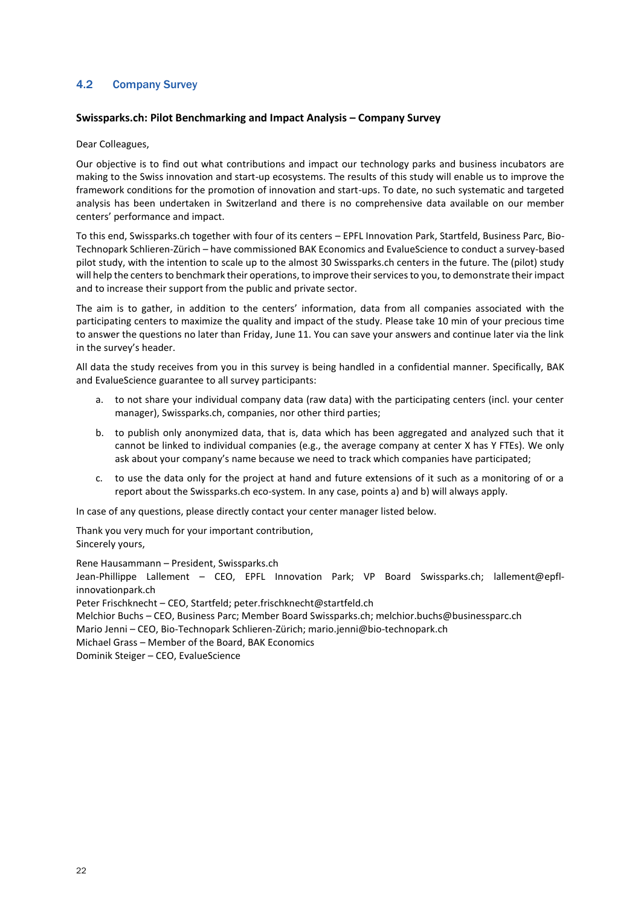## 4.2 Company Survey

**Swissparks.ch: Pilot Benchmarking and Impact Analysis – Company Survey**

Dear Colleagues,

Our objective is to find out what contributions and impact our technology parks and business incubators are making to the Swiss innovation and start-up ecosystems. The results of this study will enable us to improve the framework conditions for the promotion of innovation and start-ups. To date, no such systematic and targeted analysis has been undertaken in Switzerland and there is no comprehensive data available on our member centers' performance and impact.

To this end, Swissparks.ch together with four of its centers – EPFL Innovation Park, Startfeld, Business Parc, Bio-Technopark Schlieren-Zürich – have commissioned BAK Economics and EvalueScience to conduct a survey-based pilot study, with the intention to scale up to the almost 30 Swissparks.ch centers in the future. The (pilot) study will help the centers to benchmark their operations, to improve their services to you, to demonstrate their impact and to increase their support from the public and private sector.

The aim is to gather, in addition to the centers' information, data from all companies associated with the participating centers to maximize the quality and impact of the study. Please take 10 min of your precious time to answer the questions no later than Friday, June 11. You can save your answers and continue later via the link in the survey's header.

All data the study receives from you in this survey is being handled in a confidential manner. Specifically, BAK and EvalueScience guarantee to all survey participants:

a. to not share your individual company data (raw data) with the participating centers (incl. your center manager), Swissparks.ch, companies, nor other third parties;

b. to publish only anonymized data, that is, data which has been aggregated and analyzed such that it cannot be linked to individual companies (e.g., the average company at center X has Y FTEs). We only ask about your company's name because we need to track which companies have participated;

c. to use the data only for the project at hand and future extensions of it such as a monitoring of or a report about the Swissparks.ch eco-system. In any case, points a) and b) will always apply.

In case of any questions, please directly contact your center manager listed below.

Thank you very much for your important contribution,
Sincerely yours,

Rene Hausammann – President, Swissparks.ch
Jean-Phillippe Lallement – CEO, EPFL Innovation Park; VP Board Swissparks.ch; lallement@epfl-innovationpark.ch
Peter Frischknecht – CEO, Startfeld; peter.frischknecht@startfeld.ch
Melchior Buchs – CEO, Business Parc; Member Board Swissparks.ch; melchior.buchs@businessparc.ch
Mario Jenni – CEO, Bio-Technopark Schlieren-Zürich; mario.jenni@bio-technopark.ch
Michael Grass – Member of the Board, BAK Economics
Dominik Steiger – CEO, EvalueScience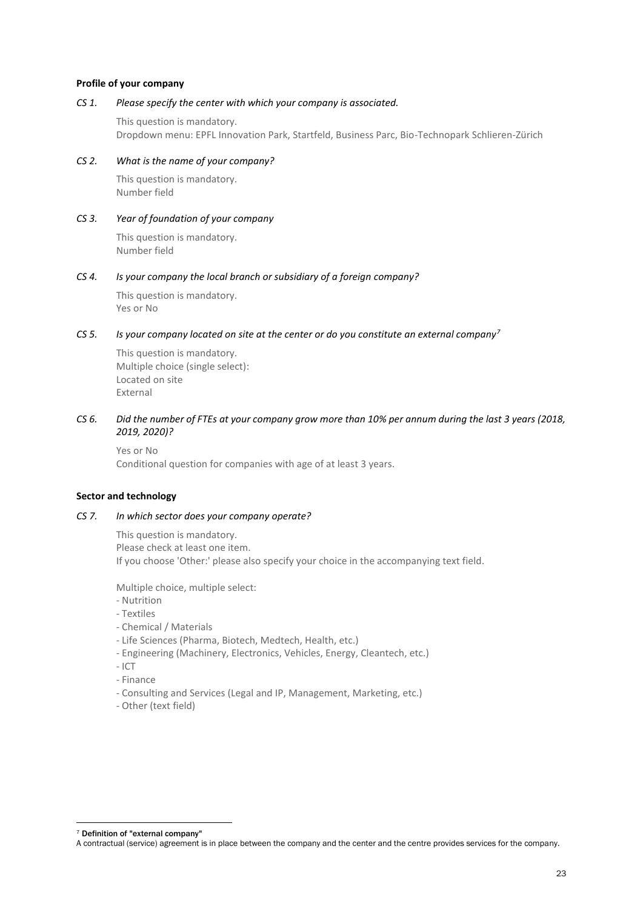**Profile of your company**

*CS 1. Please specify the center with which your company is associated.*

This question is mandatory.
Dropdown menu: EPFL Innovation Park, Startfeld, Business Parc, Bio-Technopark Schlieren-Zürich

*CS 2. What is the name of your company?*

This question is mandatory.
Number field

*CS 3. Year of foundation of your company*

This question is mandatory.
Number field

*CS 4. Is your company the local branch or subsidiary of a foreign company?*

This question is mandatory.
Yes or No

*CS 5. Is your company located on site at the center or do you constitute an external company[7]*

This question is mandatory.
Multiple choice (single select):
Located on site
External

*CS 6. Did the number of FTEs at your company grow more than 10% per annum during the last 3 years (2018, 2019, 2020)?*

Yes or No
Conditional question for companies with age of at least 3 years.

**Sector and technology**

*CS 7. In which sector does your company operate?*

This question is mandatory.
Please check at least one item.
If you choose 'Other:' please also specify your choice in the accompanying text field.

Multiple choice, multiple select:

- Nutrition
- Textiles
- Chemical / Materials
- Life Sciences (Pharma, Biotech, Medtech, Health, etc.)
- Engineering (Machinery, Electronics, Vehicles, Energy, Cleantech, etc.)
- ICT
- Finance
- Consulting and Services (Legal and IP, Management, Marketing, etc.)
- Other (text field)

---

[7] **Definition of "external company"**
A contractual (service) agreement is in place between the company and the center and the centre provides services for the company.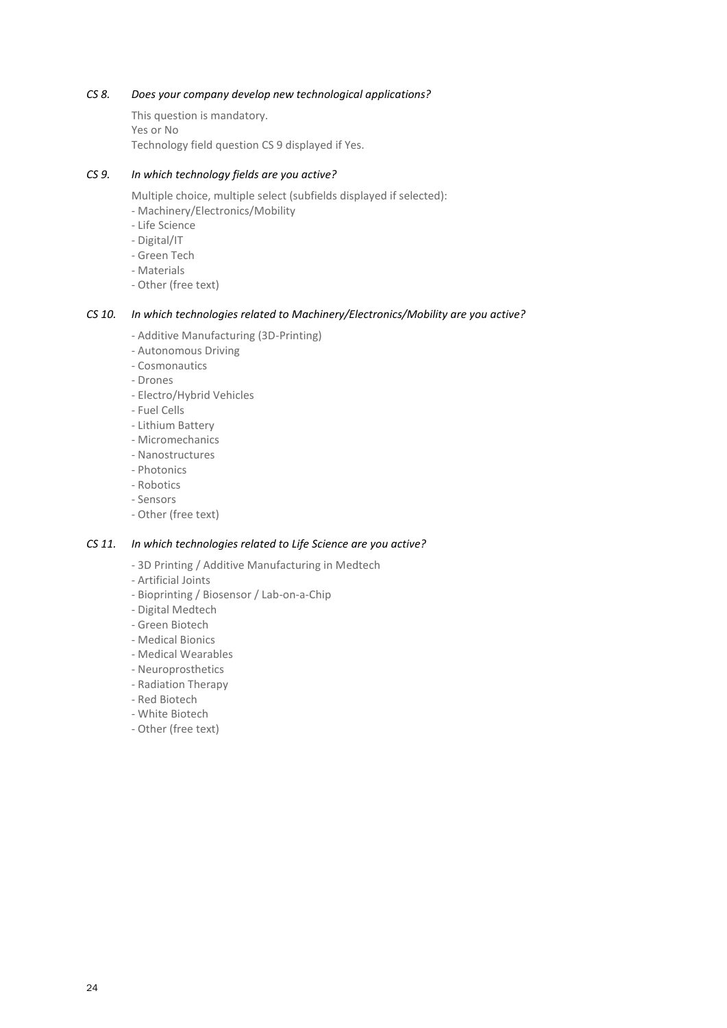*CS 8. Does your company develop new technological applications?*

This question is mandatory.
Yes or No
Technology field question CS 9 displayed if Yes.

*CS 9. In which technology fields are you active?*

Multiple choice, multiple select (subfields displayed if selected):
- Machinery/Electronics/Mobility
- Life Science
- Digital/IT
- Green Tech
- Materials
- Other (free text)

*CS 10. In which technologies related to Machinery/Electronics/Mobility are you active?*

- Additive Manufacturing (3D-Printing)
- Autonomous Driving
- Cosmonautics
- Drones
- Electro/Hybrid Vehicles
- Fuel Cells
- Lithium Battery
- Micromechanics
- Nanostructures
- Photonics
- Robotics
- Sensors
- Other (free text)

*CS 11. In which technologies related to Life Science are you active?*

- 3D Printing / Additive Manufacturing in Medtech
- Artificial Joints
- Bioprinting / Biosensor / Lab-on-a-Chip
- Digital Medtech
- Green Biotech
- Medical Bionics
- Medical Wearables
- Neuroprosthetics
- Radiation Therapy
- Red Biotech
- White Biotech
- Other (free text)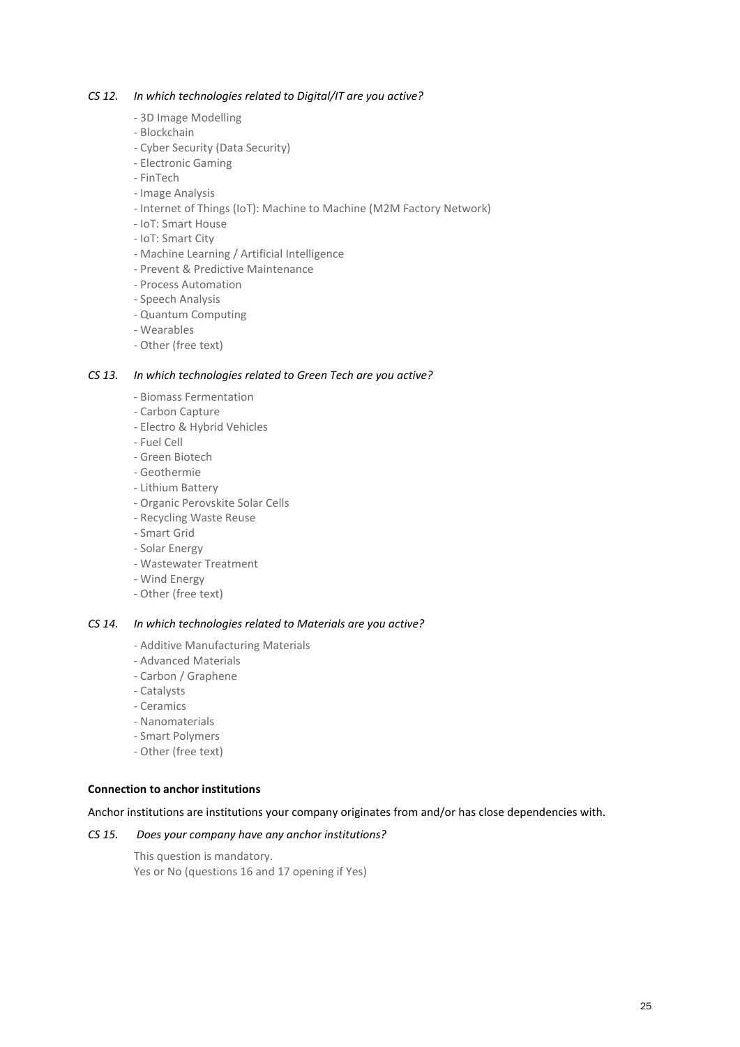*CS 12. In which technologies related to Digital/IT are you active?*

- 3D Image Modelling
- Blockchain
- Cyber Security (Data Security)
- Electronic Gaming
- FinTech
- Image Analysis
- Internet of Things (IoT): Machine to Machine (M2M Factory Network)
- IoT: Smart House
- IoT: Smart City
- Machine Learning / Artificial Intelligence
- Prevent & Predictive Maintenance
- Process Automation
- Speech Analysis
- Quantum Computing
- Wearables
- Other (free text)

*CS 13. In which technologies related to Green Tech are you active?*

- Biomass Fermentation
- Carbon Capture
- Electro & Hybrid Vehicles
- Fuel Cell
- Green Biotech
- Geothermie
- Lithium Battery
- Organic Perovskite Solar Cells
- Recycling Waste Reuse
- Smart Grid
- Solar Energy
- Wastewater Treatment
- Wind Energy
- Other (free text)

*CS 14. In which technologies related to Materials are you active?*

- Additive Manufacturing Materials
- Advanced Materials
- Carbon / Graphene
- Catalysts
- Ceramics
- Nanomaterials
- Smart Polymers
- Other (free text)

**Connection to anchor institutions**

Anchor institutions are institutions your company originates from and/or has close dependencies with.

*CS 15. Does your company have any anchor institutions?*

This question is mandatory.
Yes or No (questions 16 and 17 opening if Yes)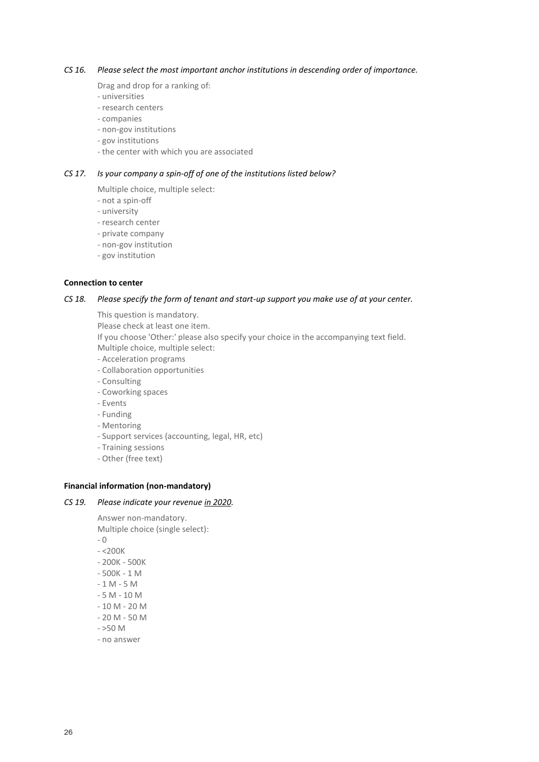*CS 16. Please select the most important anchor institutions in descending order of importance.*

Drag and drop for a ranking of:
- universities
- research centers
- companies
- non-gov institutions
- gov institutions
- the center with which you are associated

*CS 17. Is your company a spin-off of one of the institutions listed below?*

Multiple choice, multiple select:
- not a spin-off
- university
- research center
- private company
- non-gov institution
- gov institution

**Connection to center**

*CS 18. Please specify the form of tenant and start-up support you make use of at your center.*

This question is mandatory.
Please check at least one item.
If you choose 'Other:' please also specify your choice in the accompanying text field.
Multiple choice, multiple select:
- Acceleration programs
- Collaboration opportunities
- Consulting
- Coworking spaces
- Events
- Funding
- Mentoring
- Support services (accounting, legal, HR, etc)
- Training sessions
- Other (free text)

**Financial information (non-mandatory)**

*CS 19. Please indicate your revenue in 2020.*

Answer non-mandatory.
Multiple choice (single select):
- 0
- <200K
- 200K - 500K
- 500K - 1 M
- 1 M - 5 M
- 5 M - 10 M
- 10 M - 20 M
- 20 M - 50 M
- >50 M
- no answer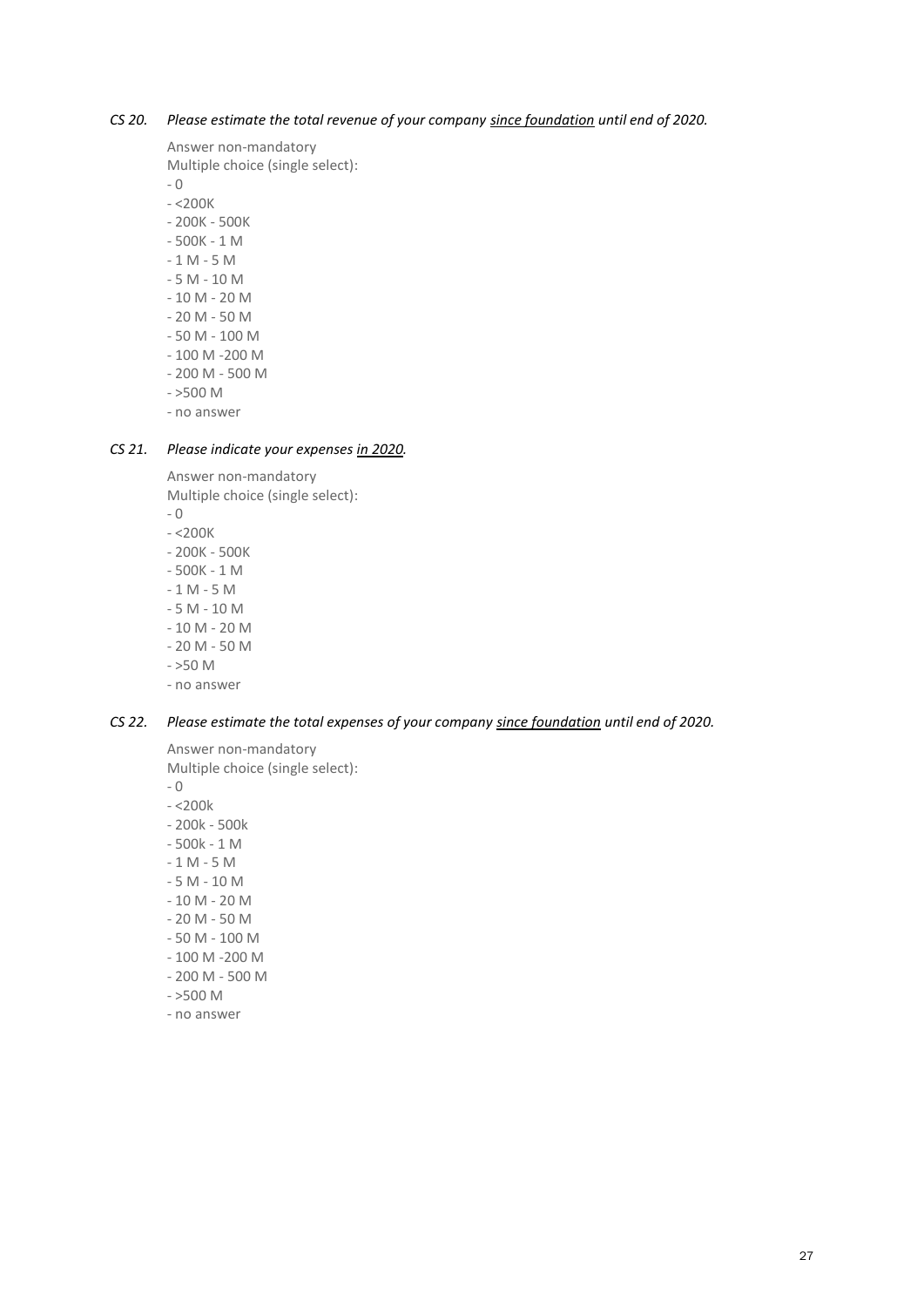*CS 20. Please estimate the total revenue of your company <u>since foundation</u> until end of 2020.*

Answer non-mandatory
Multiple choice (single select):
- 0
- <200K
- 200K - 500K
- 500K - 1 M
- 1 M - 5 M
- 5 M - 10 M
- 10 M - 20 M
- 20 M - 50 M
- 50 M - 100 M
- 100 M -200 M
- 200 M - 500 M
- >500 M
- no answer

*CS 21. Please indicate your expenses <u>in 2020</u>.*

Answer non-mandatory
Multiple choice (single select):
- 0
- <200K
- 200K - 500K
- 500K - 1 M
- 1 M - 5 M
- 5 M - 10 M
- 10 M - 20 M
- 20 M - 50 M
- >50 M
- no answer

*CS 22. Please estimate the total expenses of your company <u>since foundation</u> until end of 2020.*

Answer non-mandatory
Multiple choice (single select):
- 0
- <200k
- 200k - 500k
- 500k - 1 M
- 1 M - 5 M
- 5 M - 10 M
- 10 M - 20 M
- 20 M - 50 M
- 50 M - 100 M
- 100 M -200 M
- 200 M - 500 M
- >500 M
- no answer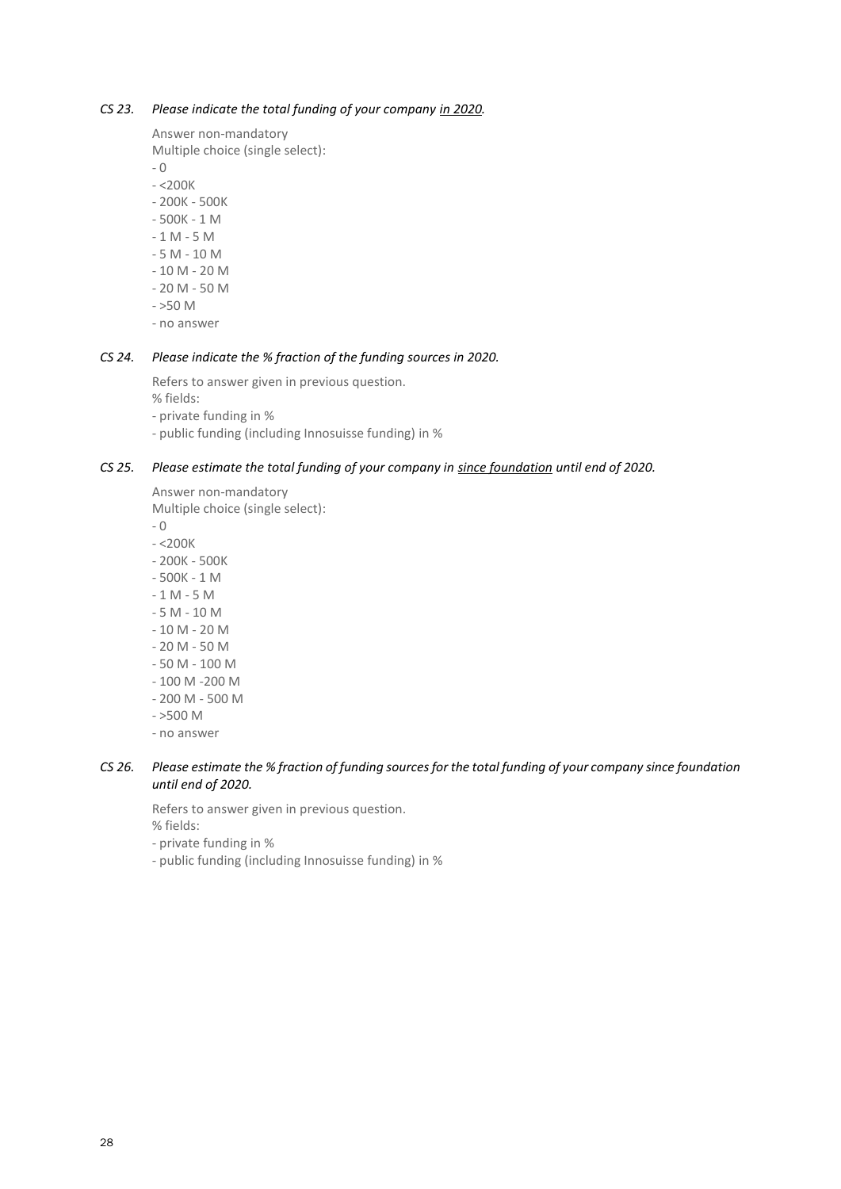*CS 23. Please indicate the total funding of your company in 2020.*

Answer non-mandatory
Multiple choice (single select):
- 0
- <200K
- 200K - 500K
- 500K - 1 M
- 1 M - 5 M
- 5 M - 10 M
- 10 M - 20 M
- 20 M - 50 M
- >50 M
- no answer

*CS 24. Please indicate the % fraction of the funding sources in 2020.*

Refers to answer given in previous question.
% fields:
- private funding in %
- public funding (including Innosuisse funding) in %

*CS 25. Please estimate the total funding of your company in since foundation until end of 2020.*

Answer non-mandatory
Multiple choice (single select):
- 0
- <200K
- 200K - 500K
- 500K - 1 M
- 1 M - 5 M
- 5 M - 10 M
- 10 M - 20 M
- 20 M - 50 M
- 50 M - 100 M
- 100 M -200 M
- 200 M - 500 M
- >500 M
- no answer

*CS 26. Please estimate the % fraction of funding sources for the total funding of your company since foundation until end of 2020.*

Refers to answer given in previous question.
% fields:
- private funding in %
- public funding (including Innosuisse funding) in %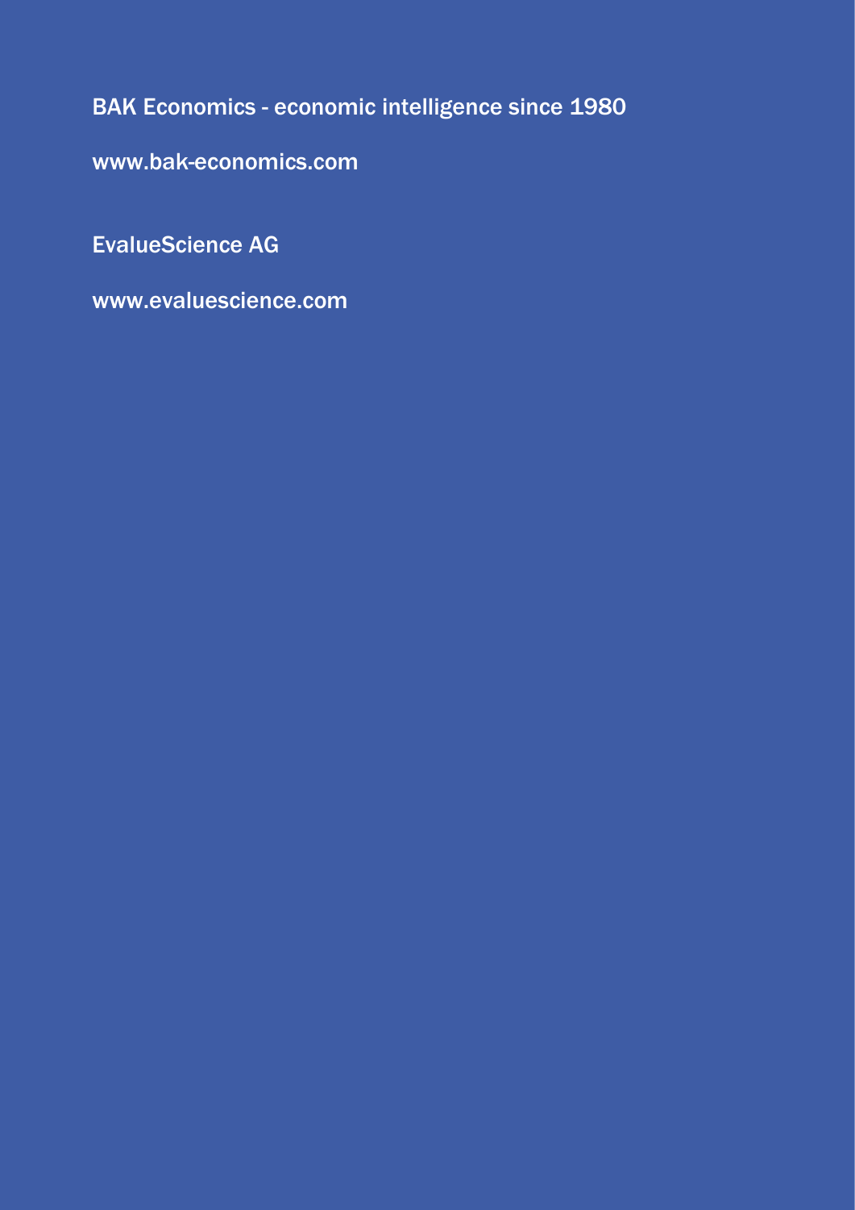BAK Economics - economic intelligence since 1980

www.bak-economics.com

EvalueScience AG

www.evaluescience.com